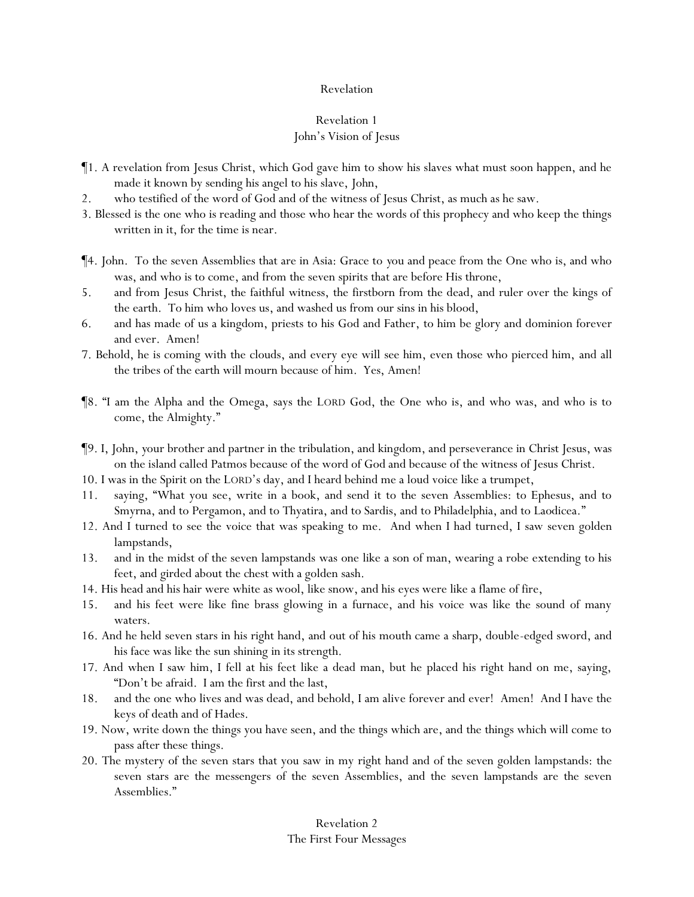# Revelation

## Revelation 1

### John's Vision of Jesus

¶1. A revelation from Jesus Christ, which God gave him to show his slaves what must soon happen, and he made it known by sending his angel to his slave, John,

2. who testified of the word of God and of the witness of Jesus Christ, as much as he saw.

3. Blessed is the one who is reading and those who hear the words of this prophecy and who keep the things written in it, for the time is near.

¶4. John. To the seven Assemblies that are in Asia: Grace to you and peace from the One who is, and who was, and who is to come, and from the seven spirits that are before His throne,

5. and from Jesus Christ, the faithful witness, the firstborn from the dead, and ruler over the kings of the earth. To him who loves us, and washed us from our sins in his blood,

6. and has made of us a kingdom, priests to his God and Father, to him be glory and dominion forever and ever. Amen!

7. Behold, he is coming with the clouds, and every eye will see him, even those who pierced him, and all the tribes of the earth will mourn because of him. Yes, Amen!

¶8. "I am the Alpha and the Omega, says the LORD God, the One who is, and who was, and who is to come, the Almighty."

¶9. I, John, your brother and partner in the tribulation, and kingdom, and perseverance in Christ Jesus, was on the island called Patmos because of the word of God and because of the witness of Jesus Christ.

10. I was in the Spirit on the LORD's day, and I heard behind me a loud voice like a trumpet,

11. saying, "What you see, write in a book, and send it to the seven Assemblies: to Ephesus, and to Smyrna, and to Pergamon, and to Thyatira, and to Sardis, and to Philadelphia, and to Laodicea."

12. And I turned to see the voice that was speaking to me. And when I had turned, I saw seven golden lampstands,

13. and in the midst of the seven lampstands was one like a son of man, wearing a robe extending to his feet, and girded about the chest with a golden sash.

14. His head and his hair were white as wool, like snow, and his eyes were like a flame of fire,

15. and his feet were like fine brass glowing in a furnace, and his voice was like the sound of many waters.

16. And he held seven stars in his right hand, and out of his mouth came a sharp, double-edged sword, and his face was like the sun shining in its strength.

17. And when I saw him, I fell at his feet like a dead man, but he placed his right hand on me, saying, "Don't be afraid. I am the first and the last,

18. and the one who lives and was dead, and behold, I am alive forever and ever! Amen! And I have the keys of death and of Hades.

19. Now, write down the things you have seen, and the things which are, and the things which will come to pass after these things.

20. The mystery of the seven stars that you saw in my right hand and of the seven golden lampstands: the seven stars are the messengers of the seven Assemblies, and the seven lampstands are the seven Assemblies."

## Revelation 2

### The First Four Messages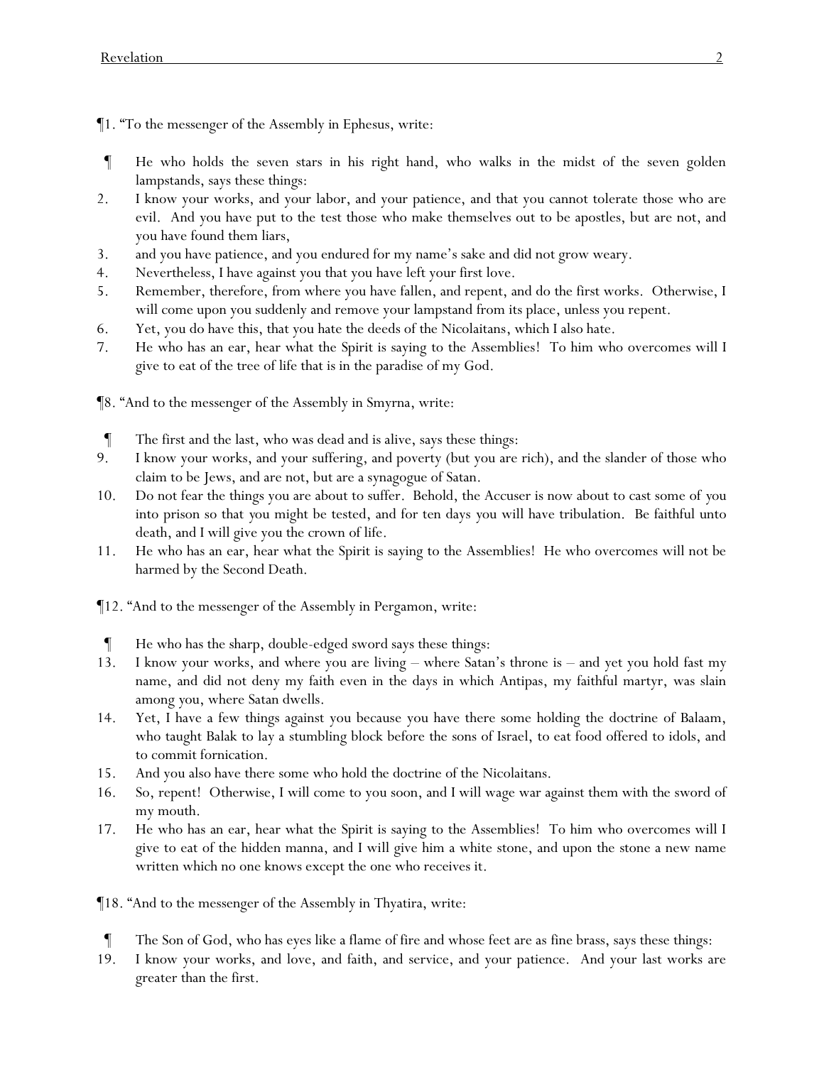¶1. "To the messenger of the Assembly in Ephesus, write:

¶ He who holds the seven stars in his right hand, who walks in the midst of the seven golden lampstands, says these things:

2. I know your works, and your labor, and your patience, and that you cannot tolerate those who are evil. And you have put to the test those who make themselves out to be apostles, but are not, and you have found them liars,
3. and you have patience, and you endured for my name's sake and did not grow weary.
4. Nevertheless, I have against you that you have left your first love.
5. Remember, therefore, from where you have fallen, and repent, and do the first works. Otherwise, I will come upon you suddenly and remove your lampstand from its place, unless you repent.
6. Yet, you do have this, that you hate the deeds of the Nicolaitans, which I also hate.
7. He who has an ear, hear what the Spirit is saying to the Assemblies! To him who overcomes will I give to eat of the tree of life that is in the paradise of my God.

¶8. "And to the messenger of the Assembly in Smyrna, write:

¶ The first and the last, who was dead and is alive, says these things:

9. I know your works, and your suffering, and poverty (but you are rich), and the slander of those who claim to be Jews, and are not, but are a synagogue of Satan.
10. Do not fear the things you are about to suffer. Behold, the Accuser is now about to cast some of you into prison so that you might be tested, and for ten days you will have tribulation. Be faithful unto death, and I will give you the crown of life.
11. He who has an ear, hear what the Spirit is saying to the Assemblies! He who overcomes will not be harmed by the Second Death.

¶12. "And to the messenger of the Assembly in Pergamon, write:

¶ He who has the sharp, double-edged sword says these things:

13. I know your works, and where you are living – where Satan's throne is – and yet you hold fast my name, and did not deny my faith even in the days in which Antipas, my faithful martyr, was slain among you, where Satan dwells.
14. Yet, I have a few things against you because you have there some holding the doctrine of Balaam, who taught Balak to lay a stumbling block before the sons of Israel, to eat food offered to idols, and to commit fornication.
15. And you also have there some who hold the doctrine of the Nicolaitans.
16. So, repent! Otherwise, I will come to you soon, and I will wage war against them with the sword of my mouth.
17. He who has an ear, hear what the Spirit is saying to the Assemblies! To him who overcomes will I give to eat of the hidden manna, and I will give him a white stone, and upon the stone a new name written which no one knows except the one who receives it.

¶18. "And to the messenger of the Assembly in Thyatira, write:

¶ The Son of God, who has eyes like a flame of fire and whose feet are as fine brass, says these things:

19. I know your works, and love, and faith, and service, and your patience. And your last works are greater than the first.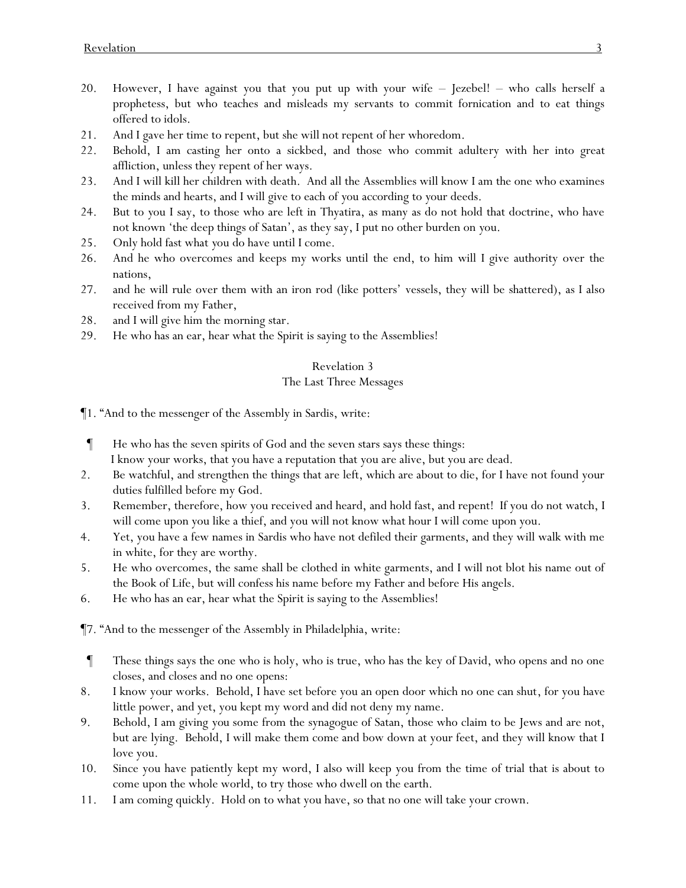20. However, I have against you that you put up with your wife – Jezebel! – who calls herself a prophetess, but who teaches and misleads my servants to commit fornication and to eat things offered to idols.
21. And I gave her time to repent, but she will not repent of her whoredom.
22. Behold, I am casting her onto a sickbed, and those who commit adultery with her into great affliction, unless they repent of her ways.
23. And I will kill her children with death. And all the Assemblies will know I am the one who examines the minds and hearts, and I will give to each of you according to your deeds.
24. But to you I say, to those who are left in Thyatira, as many as do not hold that doctrine, who have not known 'the deep things of Satan', as they say, I put no other burden on you.
25. Only hold fast what you do have until I come.
26. And he who overcomes and keeps my works until the end, to him will I give authority over the nations,
27. and he will rule over them with an iron rod (like potters' vessels, they will be shattered), as I also received from my Father,
28. and I will give him the morning star.
29. He who has an ear, hear what the Spirit is saying to the Assemblies!

## Revelation 3
### The Last Three Messages

¶1. "And to the messenger of the Assembly in Sardis, write:

¶ He who has the seven spirits of God and the seven stars says these things:
I know your works, that you have a reputation that you are alive, but you are dead.

2. Be watchful, and strengthen the things that are left, which are about to die, for I have not found your duties fulfilled before my God.
3. Remember, therefore, how you received and heard, and hold fast, and repent! If you do not watch, I will come upon you like a thief, and you will not know what hour I will come upon you.
4. Yet, you have a few names in Sardis who have not defiled their garments, and they will walk with me in white, for they are worthy.
5. He who overcomes, the same shall be clothed in white garments, and I will not blot his name out of the Book of Life, but will confess his name before my Father and before His angels.
6. He who has an ear, hear what the Spirit is saying to the Assemblies!

¶7. "And to the messenger of the Assembly in Philadelphia, write:

¶ These things says the one who is holy, who is true, who has the key of David, who opens and no one closes, and closes and no one opens:

8. I know your works. Behold, I have set before you an open door which no one can shut, for you have little power, and yet, you kept my word and did not deny my name.
9. Behold, I am giving you some from the synagogue of Satan, those who claim to be Jews and are not, but are lying. Behold, I will make them come and bow down at your feet, and they will know that I love you.
10. Since you have patiently kept my word, I also will keep you from the time of trial that is about to come upon the whole world, to try those who dwell on the earth.
11. I am coming quickly. Hold on to what you have, so that no one will take your crown.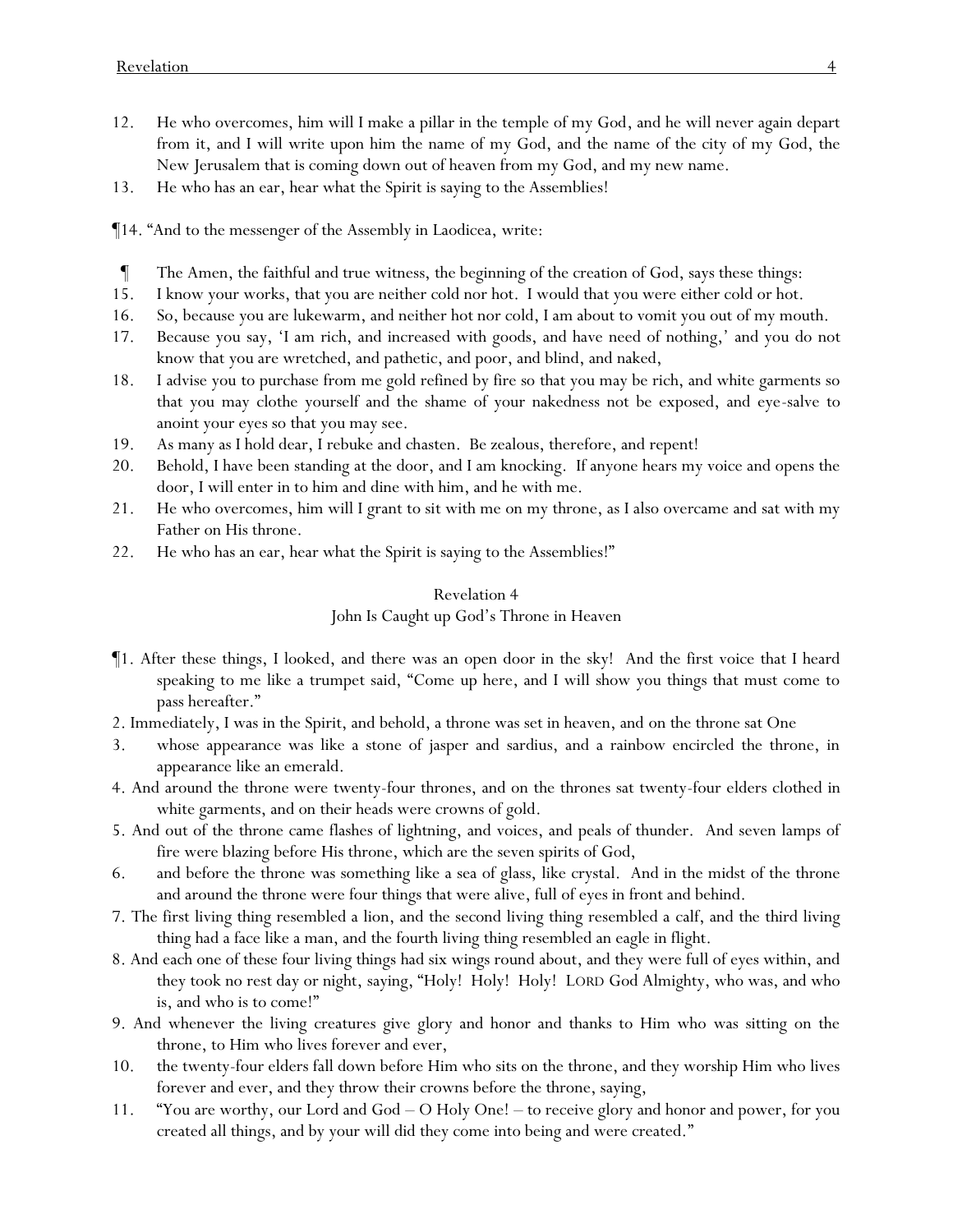12. He who overcomes, him will I make a pillar in the temple of my God, and he will never again depart from it, and I will write upon him the name of my God, and the name of the city of my God, the New Jerusalem that is coming down out of heaven from my God, and my new name.
13. He who has an ear, hear what the Spirit is saying to the Assemblies!

¶14. "And to the messenger of the Assembly in Laodicea, write:

¶ The Amen, the faithful and true witness, the beginning of the creation of God, says these things:
15. I know your works, that you are neither cold nor hot. I would that you were either cold or hot.
16. So, because you are lukewarm, and neither hot nor cold, I am about to vomit you out of my mouth.
17. Because you say, 'I am rich, and increased with goods, and have need of nothing,' and you do not know that you are wretched, and pathetic, and poor, and blind, and naked,
18. I advise you to purchase from me gold refined by fire so that you may be rich, and white garments so that you may clothe yourself and the shame of your nakedness not be exposed, and eye-salve to anoint your eyes so that you may see.
19. As many as I hold dear, I rebuke and chasten. Be zealous, therefore, and repent!
20. Behold, I have been standing at the door, and I am knocking. If anyone hears my voice and opens the door, I will enter in to him and dine with him, and he with me.
21. He who overcomes, him will I grant to sit with me on my throne, as I also overcame and sat with my Father on His throne.
22. He who has an ear, hear what the Spirit is saying to the Assemblies!"

## Revelation 4

### John Is Caught up God's Throne in Heaven

¶1. After these things, I looked, and there was an open door in the sky! And the first voice that I heard speaking to me like a trumpet said, "Come up here, and I will show you things that must come to pass hereafter."
2. Immediately, I was in the Spirit, and behold, a throne was set in heaven, and on the throne sat One
3. whose appearance was like a stone of jasper and sardius, and a rainbow encircled the throne, in appearance like an emerald.
4. And around the throne were twenty-four thrones, and on the thrones sat twenty-four elders clothed in white garments, and on their heads were crowns of gold.
5. And out of the throne came flashes of lightning, and voices, and peals of thunder. And seven lamps of fire were blazing before His throne, which are the seven spirits of God,
6. and before the throne was something like a sea of glass, like crystal. And in the midst of the throne and around the throne were four things that were alive, full of eyes in front and behind.
7. The first living thing resembled a lion, and the second living thing resembled a calf, and the third living thing had a face like a man, and the fourth living thing resembled an eagle in flight.
8. And each one of these four living things had six wings round about, and they were full of eyes within, and they took no rest day or night, saying, "Holy! Holy! Holy! LORD God Almighty, who was, and who is, and who is to come!"
9. And whenever the living creatures give glory and honor and thanks to Him who was sitting on the throne, to Him who lives forever and ever,
10. the twenty-four elders fall down before Him who sits on the throne, and they worship Him who lives forever and ever, and they throw their crowns before the throne, saying,
11. "You are worthy, our Lord and God – O Holy One! – to receive glory and honor and power, for you created all things, and by your will did they come into being and were created."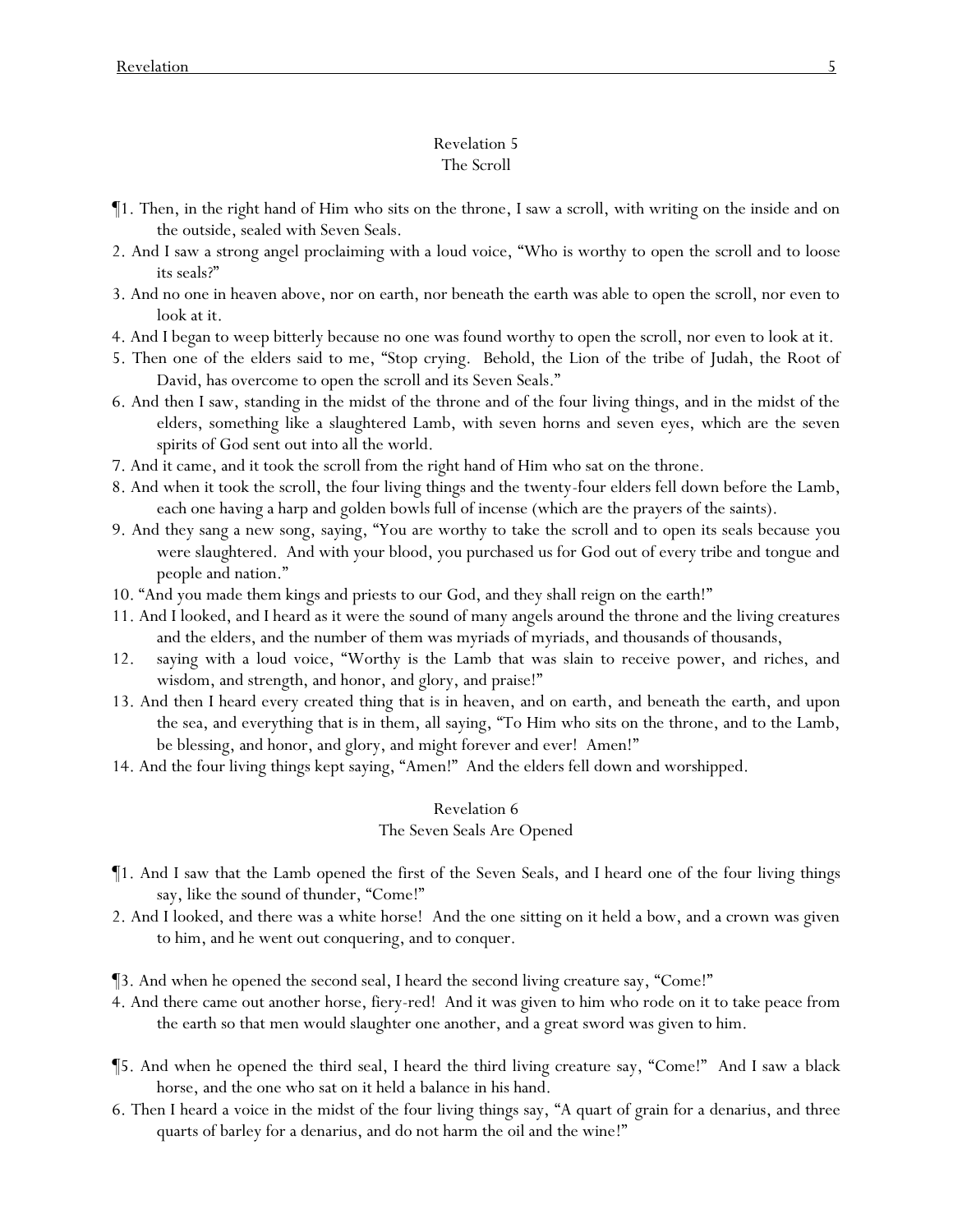## Revelation 5
### The Scroll

¶1. Then, in the right hand of Him who sits on the throne, I saw a scroll, with writing on the inside and on the outside, sealed with Seven Seals.

2. And I saw a strong angel proclaiming with a loud voice, "Who is worthy to open the scroll and to loose its seals?"

3. And no one in heaven above, nor on earth, nor beneath the earth was able to open the scroll, nor even to look at it.

4. And I began to weep bitterly because no one was found worthy to open the scroll, nor even to look at it.

5. Then one of the elders said to me, "Stop crying. Behold, the Lion of the tribe of Judah, the Root of David, has overcome to open the scroll and its Seven Seals."

6. And then I saw, standing in the midst of the throne and of the four living things, and in the midst of the elders, something like a slaughtered Lamb, with seven horns and seven eyes, which are the seven spirits of God sent out into all the world.

7. And it came, and it took the scroll from the right hand of Him who sat on the throne.

8. And when it took the scroll, the four living things and the twenty-four elders fell down before the Lamb, each one having a harp and golden bowls full of incense (which are the prayers of the saints).

9. And they sang a new song, saying, "You are worthy to take the scroll and to open its seals because you were slaughtered. And with your blood, you purchased us for God out of every tribe and tongue and people and nation."

10. "And you made them kings and priests to our God, and they shall reign on the earth!"

11. And I looked, and I heard as it were the sound of many angels around the throne and the living creatures and the elders, and the number of them was myriads of myriads, and thousands of thousands,

12. saying with a loud voice, "Worthy is the Lamb that was slain to receive power, and riches, and wisdom, and strength, and honor, and glory, and praise!"

13. And then I heard every created thing that is in heaven, and on earth, and beneath the earth, and upon the sea, and everything that is in them, all saying, "To Him who sits on the throne, and to the Lamb, be blessing, and honor, and glory, and might forever and ever! Amen!"

14. And the four living things kept saying, "Amen!" And the elders fell down and worshipped.

## Revelation 6
### The Seven Seals Are Opened

¶1. And I saw that the Lamb opened the first of the Seven Seals, and I heard one of the four living things say, like the sound of thunder, "Come!"

2. And I looked, and there was a white horse! And the one sitting on it held a bow, and a crown was given to him, and he went out conquering, and to conquer.

¶3. And when he opened the second seal, I heard the second living creature say, "Come!"

4. And there came out another horse, fiery-red! And it was given to him who rode on it to take peace from the earth so that men would slaughter one another, and a great sword was given to him.

¶5. And when he opened the third seal, I heard the third living creature say, "Come!" And I saw a black horse, and the one who sat on it held a balance in his hand.

6. Then I heard a voice in the midst of the four living things say, "A quart of grain for a denarius, and three quarts of barley for a denarius, and do not harm the oil and the wine!"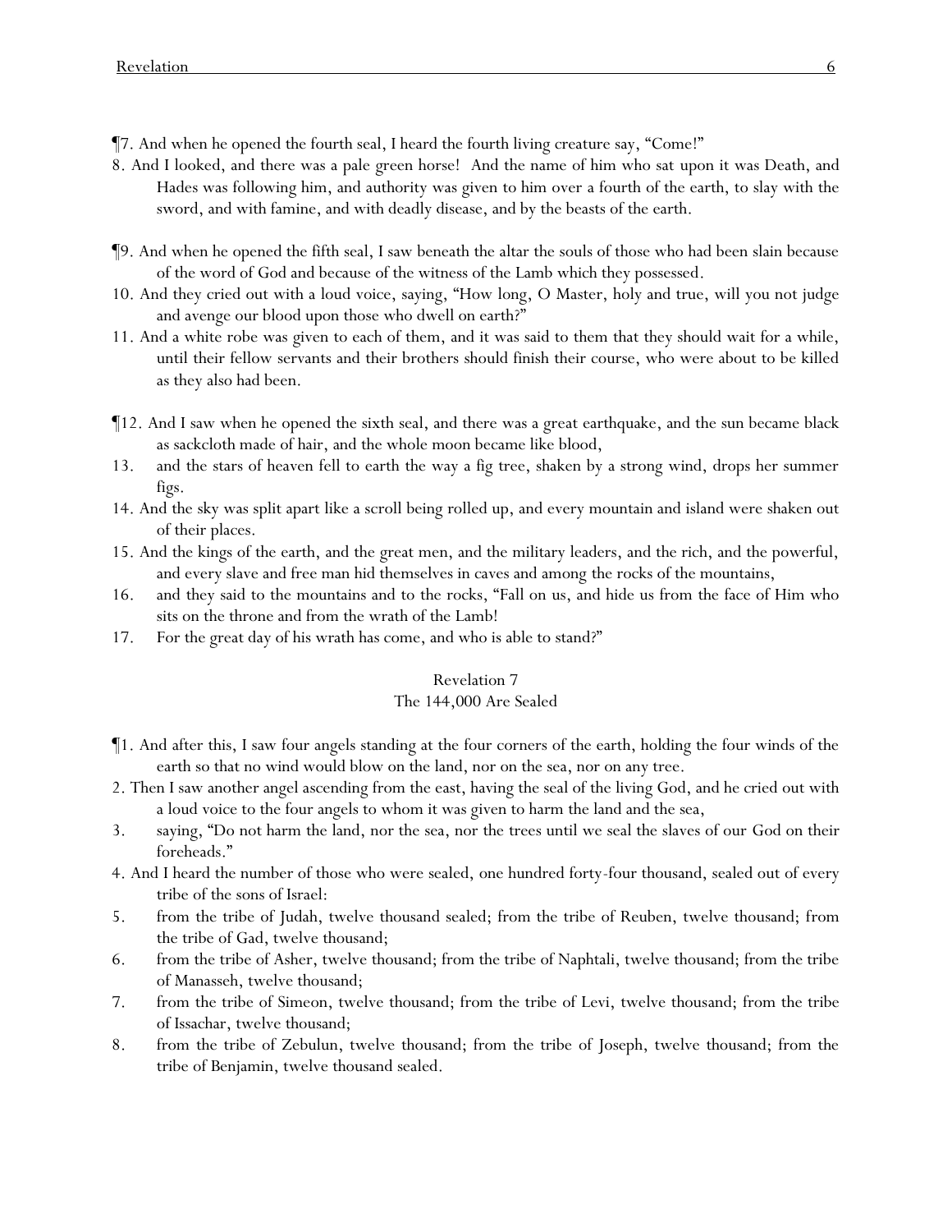¶7. And when he opened the fourth seal, I heard the fourth living creature say, "Come!"

8. And I looked, and there was a pale green horse! And the name of him who sat upon it was Death, and Hades was following him, and authority was given to him over a fourth of the earth, to slay with the sword, and with famine, and with deadly disease, and by the beasts of the earth.

¶9. And when he opened the fifth seal, I saw beneath the altar the souls of those who had been slain because of the word of God and because of the witness of the Lamb which they possessed.

10. And they cried out with a loud voice, saying, "How long, O Master, holy and true, will you not judge and avenge our blood upon those who dwell on earth?"

11. And a white robe was given to each of them, and it was said to them that they should wait for a while, until their fellow servants and their brothers should finish their course, who were about to be killed as they also had been.

¶12. And I saw when he opened the sixth seal, and there was a great earthquake, and the sun became black as sackcloth made of hair, and the whole moon became like blood,

13. and the stars of heaven fell to earth the way a fig tree, shaken by a strong wind, drops her summer figs.

14. And the sky was split apart like a scroll being rolled up, and every mountain and island were shaken out of their places.

15. And the kings of the earth, and the great men, and the military leaders, and the rich, and the powerful, and every slave and free man hid themselves in caves and among the rocks of the mountains,

16. and they said to the mountains and to the rocks, "Fall on us, and hide us from the face of Him who sits on the throne and from the wrath of the Lamb!

17. For the great day of his wrath has come, and who is able to stand?"

## Revelation 7

### The 144,000 Are Sealed

¶1. And after this, I saw four angels standing at the four corners of the earth, holding the four winds of the earth so that no wind would blow on the land, nor on the sea, nor on any tree.

2. Then I saw another angel ascending from the east, having the seal of the living God, and he cried out with a loud voice to the four angels to whom it was given to harm the land and the sea,

3. saying, "Do not harm the land, nor the sea, nor the trees until we seal the slaves of our God on their foreheads."

4. And I heard the number of those who were sealed, one hundred forty-four thousand, sealed out of every tribe of the sons of Israel:

5. from the tribe of Judah, twelve thousand sealed; from the tribe of Reuben, twelve thousand; from the tribe of Gad, twelve thousand;

6. from the tribe of Asher, twelve thousand; from the tribe of Naphtali, twelve thousand; from the tribe of Manasseh, twelve thousand;

7. from the tribe of Simeon, twelve thousand; from the tribe of Levi, twelve thousand; from the tribe of Issachar, twelve thousand;

8. from the tribe of Zebulun, twelve thousand; from the tribe of Joseph, twelve thousand; from the tribe of Benjamin, twelve thousand sealed.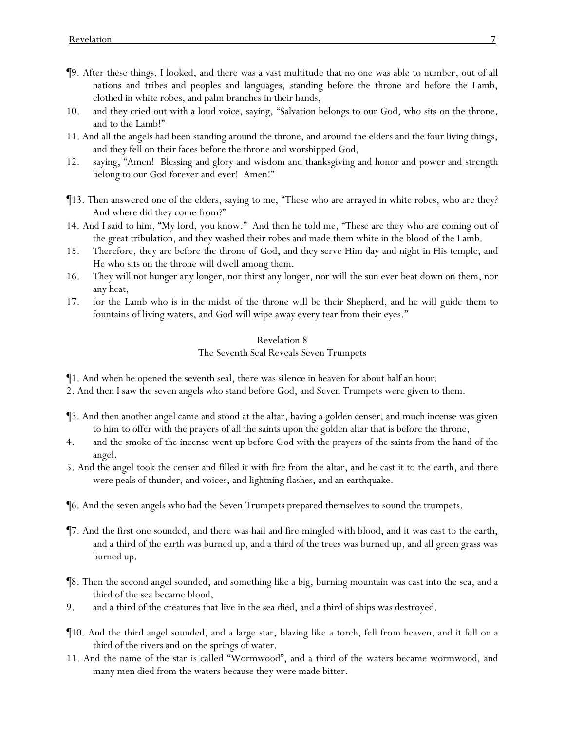¶9. After these things, I looked, and there was a vast multitude that no one was able to number, out of all nations and tribes and peoples and languages, standing before the throne and before the Lamb, clothed in white robes, and palm branches in their hands,

10. and they cried out with a loud voice, saying, "Salvation belongs to our God, who sits on the throne, and to the Lamb!"

11. And all the angels had been standing around the throne, and around the elders and the four living things, and they fell on their faces before the throne and worshipped God,

12. saying, "Amen! Blessing and glory and wisdom and thanksgiving and honor and power and strength belong to our God forever and ever! Amen!"

¶13. Then answered one of the elders, saying to me, "These who are arrayed in white robes, who are they? And where did they come from?"

14. And I said to him, "My lord, you know." And then he told me, "These are they who are coming out of the great tribulation, and they washed their robes and made them white in the blood of the Lamb.

15. Therefore, they are before the throne of God, and they serve Him day and night in His temple, and He who sits on the throne will dwell among them.

16. They will not hunger any longer, nor thirst any longer, nor will the sun ever beat down on them, nor any heat,

17. for the Lamb who is in the midst of the throne will be their Shepherd, and he will guide them to fountains of living waters, and God will wipe away every tear from their eyes."

## Revelation 8

### The Seventh Seal Reveals Seven Trumpets

¶1. And when he opened the seventh seal, there was silence in heaven for about half an hour.

2. And then I saw the seven angels who stand before God, and Seven Trumpets were given to them.

¶3. And then another angel came and stood at the altar, having a golden censer, and much incense was given to him to offer with the prayers of all the saints upon the golden altar that is before the throne,

4. and the smoke of the incense went up before God with the prayers of the saints from the hand of the angel.

5. And the angel took the censer and filled it with fire from the altar, and he cast it to the earth, and there were peals of thunder, and voices, and lightning flashes, and an earthquake.

¶6. And the seven angels who had the Seven Trumpets prepared themselves to sound the trumpets.

¶7. And the first one sounded, and there was hail and fire mingled with blood, and it was cast to the earth, and a third of the earth was burned up, and a third of the trees was burned up, and all green grass was burned up.

¶8. Then the second angel sounded, and something like a big, burning mountain was cast into the sea, and a third of the sea became blood,

9. and a third of the creatures that live in the sea died, and a third of ships was destroyed.

¶10. And the third angel sounded, and a large star, blazing like a torch, fell from heaven, and it fell on a third of the rivers and on the springs of water.

11. And the name of the star is called "Wormwood", and a third of the waters became wormwood, and many men died from the waters because they were made bitter.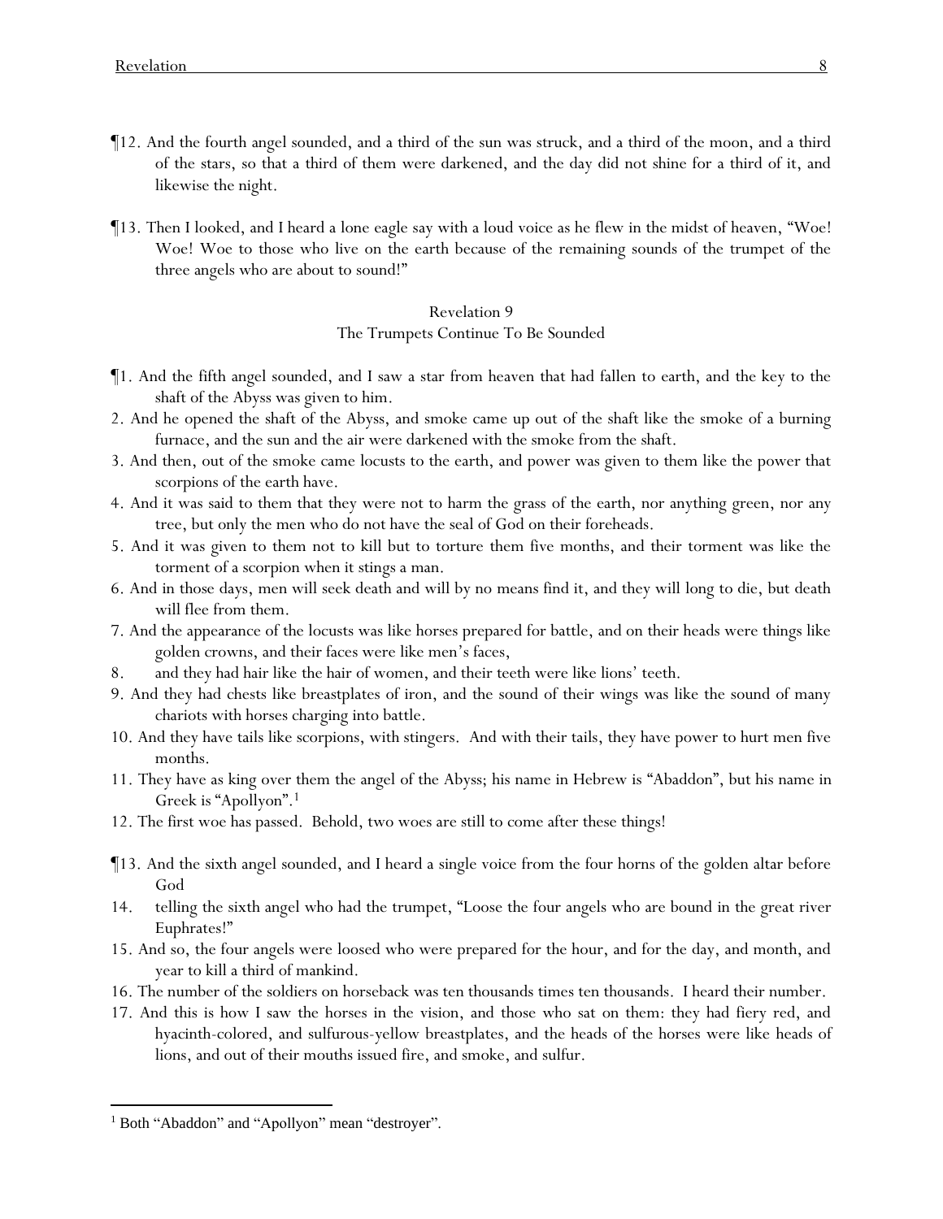¶12. And the fourth angel sounded, and a third of the sun was struck, and a third of the moon, and a third of the stars, so that a third of them were darkened, and the day did not shine for a third of it, and likewise the night.

¶13. Then I looked, and I heard a lone eagle say with a loud voice as he flew in the midst of heaven, "Woe! Woe! Woe to those who live on the earth because of the remaining sounds of the trumpet of the three angels who are about to sound!"

## Revelation 9
### The Trumpets Continue To Be Sounded

¶1. And the fifth angel sounded, and I saw a star from heaven that had fallen to earth, and the key to the shaft of the Abyss was given to him.

2. And he opened the shaft of the Abyss, and smoke came up out of the shaft like the smoke of a burning furnace, and the sun and the air were darkened with the smoke from the shaft.

3. And then, out of the smoke came locusts to the earth, and power was given to them like the power that scorpions of the earth have.

4. And it was said to them that they were not to harm the grass of the earth, nor anything green, nor any tree, but only the men who do not have the seal of God on their foreheads.

5. And it was given to them not to kill but to torture them five months, and their torment was like the torment of a scorpion when it stings a man.

6. And in those days, men will seek death and will by no means find it, and they will long to die, but death will flee from them.

7. And the appearance of the locusts was like horses prepared for battle, and on their heads were things like golden crowns, and their faces were like men's faces,

8. and they had hair like the hair of women, and their teeth were like lions' teeth.

9. And they had chests like breastplates of iron, and the sound of their wings was like the sound of many chariots with horses charging into battle.

10. And they have tails like scorpions, with stingers. And with their tails, they have power to hurt men five months.

11. They have as king over them the angel of the Abyss; his name in Hebrew is "Abaddon", but his name in Greek is "Apollyon".[1]

12. The first woe has passed. Behold, two woes are still to come after these things!

¶13. And the sixth angel sounded, and I heard a single voice from the four horns of the golden altar before God

14. telling the sixth angel who had the trumpet, "Loose the four angels who are bound in the great river Euphrates!"

15. And so, the four angels were loosed who were prepared for the hour, and for the day, and month, and year to kill a third of mankind.

16. The number of the soldiers on horseback was ten thousands times ten thousands. I heard their number.

17. And this is how I saw the horses in the vision, and those who sat on them: they had fiery red, and hyacinth-colored, and sulfurous-yellow breastplates, and the heads of the horses were like heads of lions, and out of their mouths issued fire, and smoke, and sulfur.

---

[1] Both "Abaddon" and "Apollyon" mean "destroyer".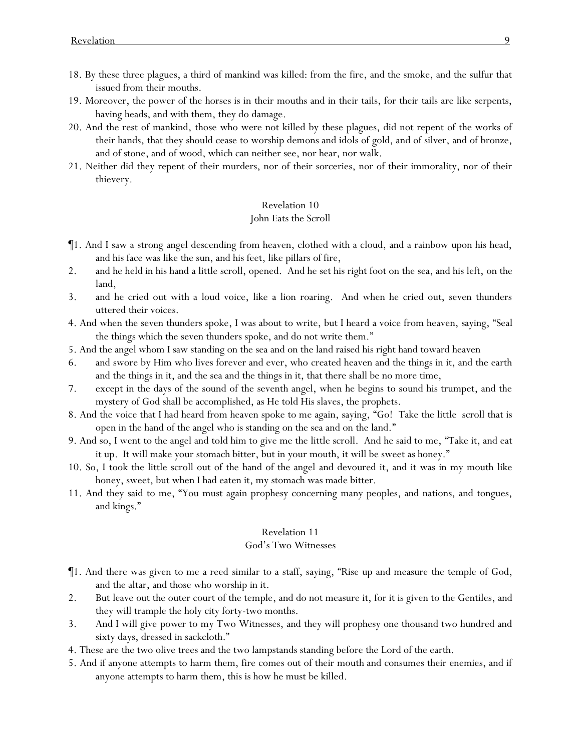18. By these three plagues, a third of mankind was killed: from the fire, and the smoke, and the sulfur that issued from their mouths.
19. Moreover, the power of the horses is in their mouths and in their tails, for their tails are like serpents, having heads, and with them, they do damage.
20. And the rest of mankind, those who were not killed by these plagues, did not repent of the works of their hands, that they should cease to worship demons and idols of gold, and of silver, and of bronze, and of stone, and of wood, which can neither see, nor hear, nor walk.
21. Neither did they repent of their murders, nor of their sorceries, nor of their immorality, nor of their thievery.

## Revelation 10
### John Eats the Scroll

¶1. And I saw a strong angel descending from heaven, clothed with a cloud, and a rainbow upon his head, and his face was like the sun, and his feet, like pillars of fire,
2. and he held in his hand a little scroll, opened. And he set his right foot on the sea, and his left, on the land,
3. and he cried out with a loud voice, like a lion roaring. And when he cried out, seven thunders uttered their voices.
4. And when the seven thunders spoke, I was about to write, but I heard a voice from heaven, saying, "Seal the things which the seven thunders spoke, and do not write them."
5. And the angel whom I saw standing on the sea and on the land raised his right hand toward heaven
6. and swore by Him who lives forever and ever, who created heaven and the things in it, and the earth and the things in it, and the sea and the things in it, that there shall be no more time,
7. except in the days of the sound of the seventh angel, when he begins to sound his trumpet, and the mystery of God shall be accomplished, as He told His slaves, the prophets.
8. And the voice that I had heard from heaven spoke to me again, saying, "Go! Take the little scroll that is open in the hand of the angel who is standing on the sea and on the land."
9. And so, I went to the angel and told him to give me the little scroll. And he said to me, "Take it, and eat it up. It will make your stomach bitter, but in your mouth, it will be sweet as honey."
10. So, I took the little scroll out of the hand of the angel and devoured it, and it was in my mouth like honey, sweet, but when I had eaten it, my stomach was made bitter.
11. And they said to me, "You must again prophesy concerning many peoples, and nations, and tongues, and kings."

## Revelation 11
### God's Two Witnesses

¶1. And there was given to me a reed similar to a staff, saying, "Rise up and measure the temple of God, and the altar, and those who worship in it.
2. But leave out the outer court of the temple, and do not measure it, for it is given to the Gentiles, and they will trample the holy city forty-two months.
3. And I will give power to my Two Witnesses, and they will prophesy one thousand two hundred and sixty days, dressed in sackcloth."
4. These are the two olive trees and the two lampstands standing before the Lord of the earth.
5. And if anyone attempts to harm them, fire comes out of their mouth and consumes their enemies, and if anyone attempts to harm them, this is how he must be killed.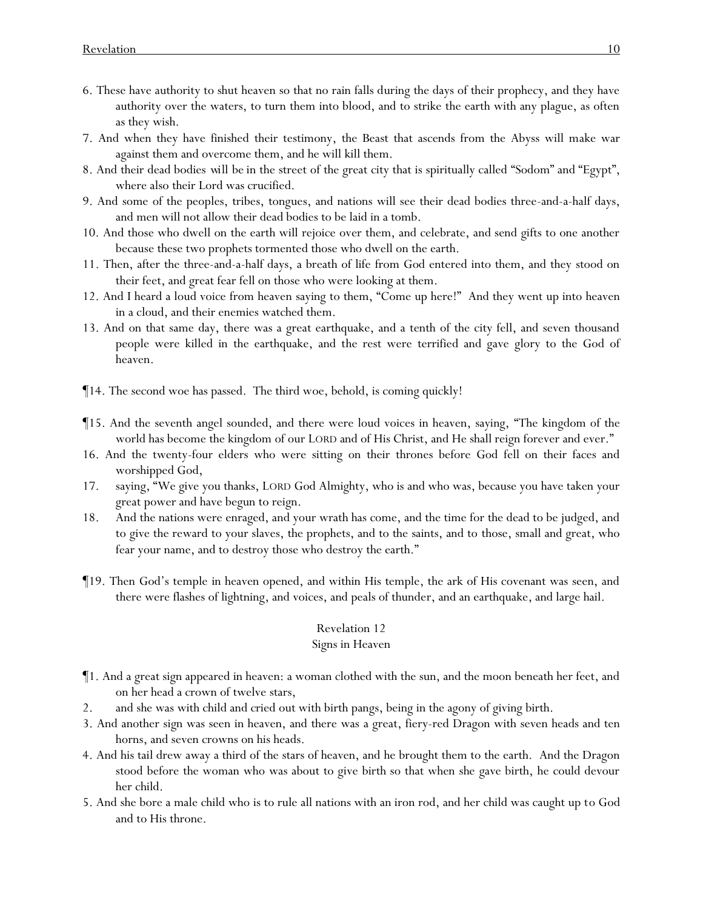6. These have authority to shut heaven so that no rain falls during the days of their prophecy, and they have authority over the waters, to turn them into blood, and to strike the earth with any plague, as often as they wish.
7. And when they have finished their testimony, the Beast that ascends from the Abyss will make war against them and overcome them, and he will kill them.
8. And their dead bodies will be in the street of the great city that is spiritually called "Sodom" and "Egypt", where also their Lord was crucified.
9. And some of the peoples, tribes, tongues, and nations will see their dead bodies three-and-a-half days, and men will not allow their dead bodies to be laid in a tomb.
10. And those who dwell on the earth will rejoice over them, and celebrate, and send gifts to one another because these two prophets tormented those who dwell on the earth.
11. Then, after the three-and-a-half days, a breath of life from God entered into them, and they stood on their feet, and great fear fell on those who were looking at them.
12. And I heard a loud voice from heaven saying to them, "Come up here!" And they went up into heaven in a cloud, and their enemies watched them.
13. And on that same day, there was a great earthquake, and a tenth of the city fell, and seven thousand people were killed in the earthquake, and the rest were terrified and gave glory to the God of heaven.

¶14. The second woe has passed. The third woe, behold, is coming quickly!

¶15. And the seventh angel sounded, and there were loud voices in heaven, saying, "The kingdom of the world has become the kingdom of our LORD and of His Christ, and He shall reign forever and ever."
16. And the twenty-four elders who were sitting on their thrones before God fell on their faces and worshipped God,
17. saying, "We give you thanks, LORD God Almighty, who is and who was, because you have taken your great power and have begun to reign.
18. And the nations were enraged, and your wrath has come, and the time for the dead to be judged, and to give the reward to your slaves, the prophets, and to the saints, and to those, small and great, who fear your name, and to destroy those who destroy the earth."

¶19. Then God's temple in heaven opened, and within His temple, the ark of His covenant was seen, and there were flashes of lightning, and voices, and peals of thunder, and an earthquake, and large hail.

## Revelation 12
### Signs in Heaven

¶1. And a great sign appeared in heaven: a woman clothed with the sun, and the moon beneath her feet, and on her head a crown of twelve stars,
2. and she was with child and cried out with birth pangs, being in the agony of giving birth.
3. And another sign was seen in heaven, and there was a great, fiery-red Dragon with seven heads and ten horns, and seven crowns on his heads.
4. And his tail drew away a third of the stars of heaven, and he brought them to the earth. And the Dragon stood before the woman who was about to give birth so that when she gave birth, he could devour her child.
5. And she bore a male child who is to rule all nations with an iron rod, and her child was caught up to God and to His throne.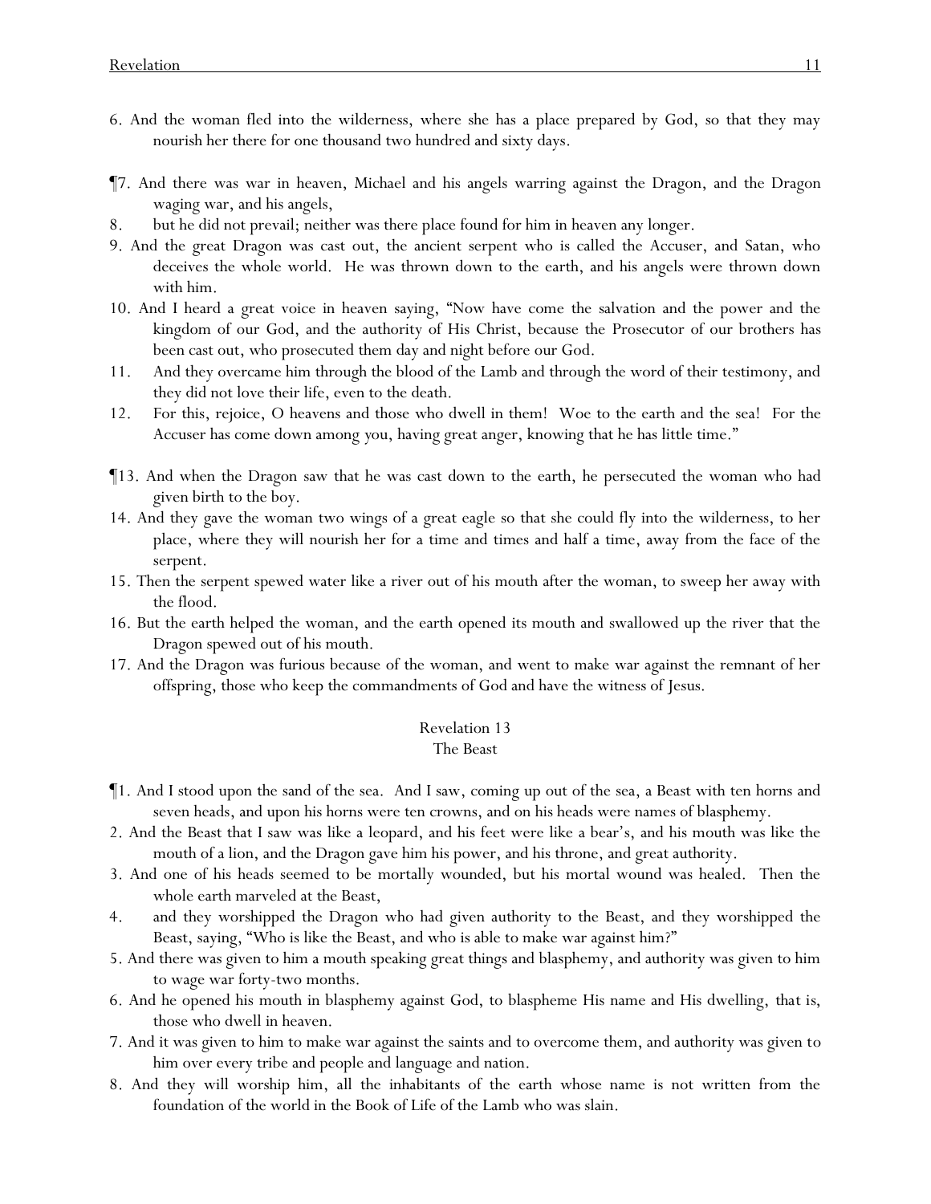6. And the woman fled into the wilderness, where she has a place prepared by God, so that they may nourish her there for one thousand two hundred and sixty days.

¶7. And there was war in heaven, Michael and his angels warring against the Dragon, and the Dragon waging war, and his angels,

8. but he did not prevail; neither was there place found for him in heaven any longer.

9. And the great Dragon was cast out, the ancient serpent who is called the Accuser, and Satan, who deceives the whole world. He was thrown down to the earth, and his angels were thrown down with him.

10. And I heard a great voice in heaven saying, "Now have come the salvation and the power and the kingdom of our God, and the authority of His Christ, because the Prosecutor of our brothers has been cast out, who prosecuted them day and night before our God.

11. And they overcame him through the blood of the Lamb and through the word of their testimony, and they did not love their life, even to the death.

12. For this, rejoice, O heavens and those who dwell in them! Woe to the earth and the sea! For the Accuser has come down among you, having great anger, knowing that he has little time."

¶13. And when the Dragon saw that he was cast down to the earth, he persecuted the woman who had given birth to the boy.

14. And they gave the woman two wings of a great eagle so that she could fly into the wilderness, to her place, where they will nourish her for a time and times and half a time, away from the face of the serpent.

15. Then the serpent spewed water like a river out of his mouth after the woman, to sweep her away with the flood.

16. But the earth helped the woman, and the earth opened its mouth and swallowed up the river that the Dragon spewed out of his mouth.

17. And the Dragon was furious because of the woman, and went to make war against the remnant of her offspring, those who keep the commandments of God and have the witness of Jesus.

## Revelation 13
### The Beast

¶1. And I stood upon the sand of the sea. And I saw, coming up out of the sea, a Beast with ten horns and seven heads, and upon his horns were ten crowns, and on his heads were names of blasphemy.

2. And the Beast that I saw was like a leopard, and his feet were like a bear's, and his mouth was like the mouth of a lion, and the Dragon gave him his power, and his throne, and great authority.

3. And one of his heads seemed to be mortally wounded, but his mortal wound was healed. Then the whole earth marveled at the Beast,

4. and they worshipped the Dragon who had given authority to the Beast, and they worshipped the Beast, saying, "Who is like the Beast, and who is able to make war against him?"

5. And there was given to him a mouth speaking great things and blasphemy, and authority was given to him to wage war forty-two months.

6. And he opened his mouth in blasphemy against God, to blaspheme His name and His dwelling, that is, those who dwell in heaven.

7. And it was given to him to make war against the saints and to overcome them, and authority was given to him over every tribe and people and language and nation.

8. And they will worship him, all the inhabitants of the earth whose name is not written from the foundation of the world in the Book of Life of the Lamb who was slain.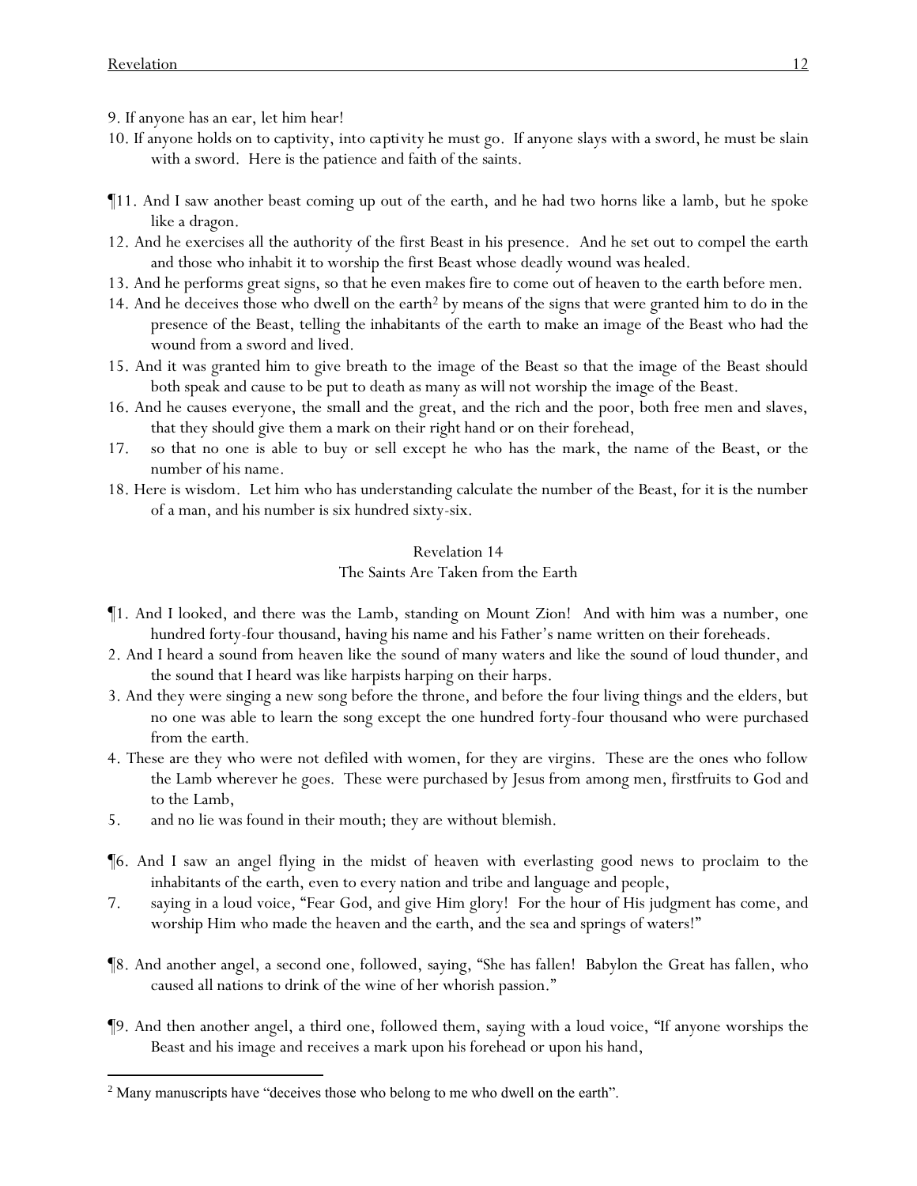9. If anyone has an ear, let him hear!

10. If anyone holds on to captivity, into captivity he must go. If anyone slays with a sword, he must be slain with a sword. Here is the patience and faith of the saints.

¶11. And I saw another beast coming up out of the earth, and he had two horns like a lamb, but he spoke like a dragon.

12. And he exercises all the authority of the first Beast in his presence. And he set out to compel the earth and those who inhabit it to worship the first Beast whose deadly wound was healed.

13. And he performs great signs, so that he even makes fire to come out of heaven to the earth before men.

14. And he deceives those who dwell on the earth[2] by means of the signs that were granted him to do in the presence of the Beast, telling the inhabitants of the earth to make an image of the Beast who had the wound from a sword and lived.

15. And it was granted him to give breath to the image of the Beast so that the image of the Beast should both speak and cause to be put to death as many as will not worship the image of the Beast.

16. And he causes everyone, the small and the great, and the rich and the poor, both free men and slaves, that they should give them a mark on their right hand or on their forehead,

17. so that no one is able to buy or sell except he who has the mark, the name of the Beast, or the number of his name.

18. Here is wisdom. Let him who has understanding calculate the number of the Beast, for it is the number of a man, and his number is six hundred sixty-six.

## Revelation 14

### The Saints Are Taken from the Earth

¶1. And I looked, and there was the Lamb, standing on Mount Zion! And with him was a number, one hundred forty-four thousand, having his name and his Father's name written on their foreheads.

2. And I heard a sound from heaven like the sound of many waters and like the sound of loud thunder, and the sound that I heard was like harpists harping on their harps.

3. And they were singing a new song before the throne, and before the four living things and the elders, but no one was able to learn the song except the one hundred forty-four thousand who were purchased from the earth.

4. These are they who were not defiled with women, for they are virgins. These are the ones who follow the Lamb wherever he goes. These were purchased by Jesus from among men, firstfruits to God and to the Lamb,

5. and no lie was found in their mouth; they are without blemish.

¶6. And I saw an angel flying in the midst of heaven with everlasting good news to proclaim to the inhabitants of the earth, even to every nation and tribe and language and people,

7. saying in a loud voice, "Fear God, and give Him glory! For the hour of His judgment has come, and worship Him who made the heaven and the earth, and the sea and springs of waters!"

¶8. And another angel, a second one, followed, saying, "She has fallen! Babylon the Great has fallen, who caused all nations to drink of the wine of her whorish passion."

¶9. And then another angel, a third one, followed them, saying with a loud voice, "If anyone worships the Beast and his image and receives a mark upon his forehead or upon his hand,

---

[2] Many manuscripts have "deceives those who belong to me who dwell on the earth".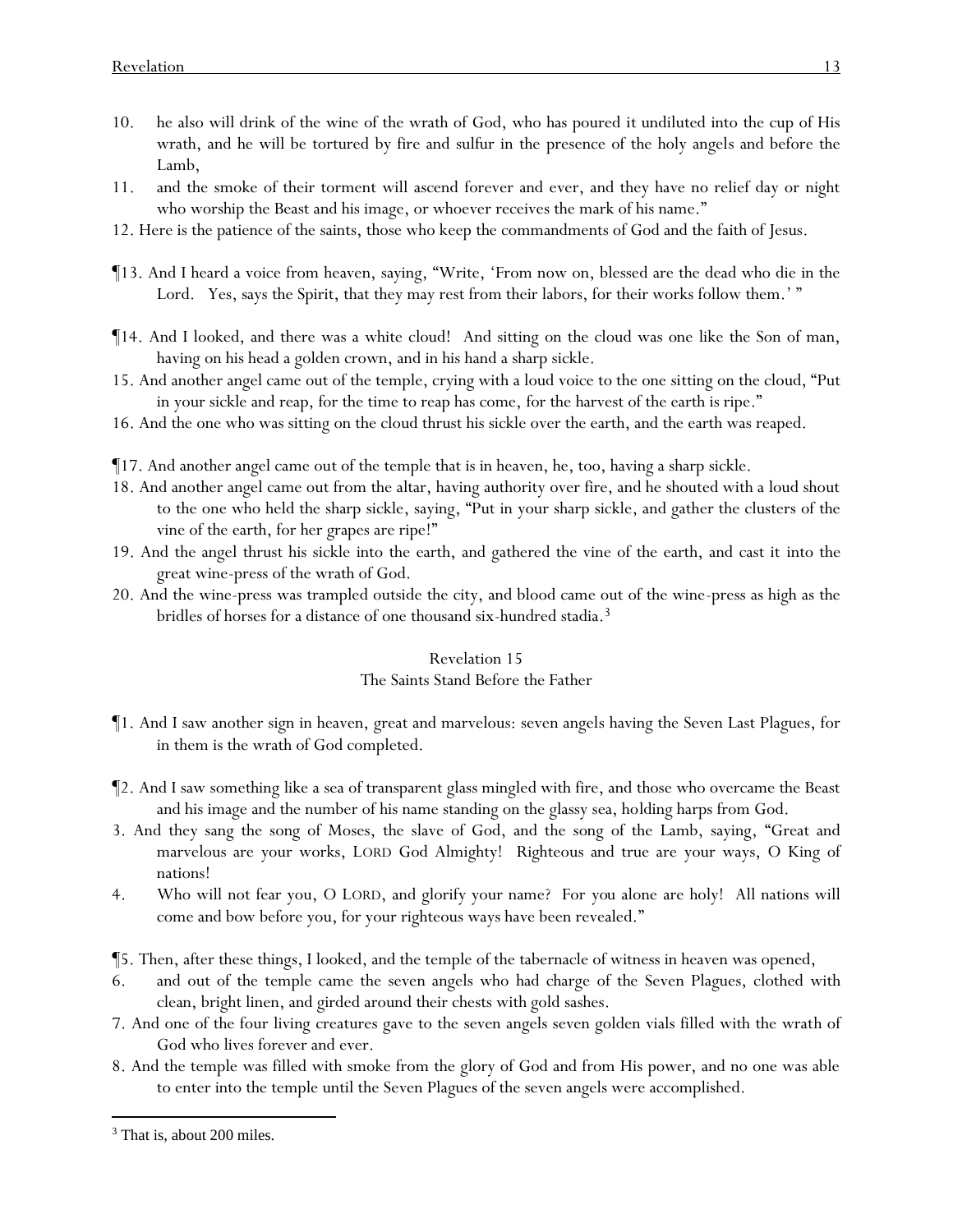10. he also will drink of the wine of the wrath of God, who has poured it undiluted into the cup of His wrath, and he will be tortured by fire and sulfur in the presence of the holy angels and before the Lamb,

11. and the smoke of their torment will ascend forever and ever, and they have no relief day or night who worship the Beast and his image, or whoever receives the mark of his name."

12. Here is the patience of the saints, those who keep the commandments of God and the faith of Jesus.

¶13. And I heard a voice from heaven, saying, "Write, 'From now on, blessed are the dead who die in the Lord. Yes, says the Spirit, that they may rest from their labors, for their works follow them.' "

¶14. And I looked, and there was a white cloud! And sitting on the cloud was one like the Son of man, having on his head a golden crown, and in his hand a sharp sickle.

15. And another angel came out of the temple, crying with a loud voice to the one sitting on the cloud, "Put in your sickle and reap, for the time to reap has come, for the harvest of the earth is ripe."

16. And the one who was sitting on the cloud thrust his sickle over the earth, and the earth was reaped.

¶17. And another angel came out of the temple that is in heaven, he, too, having a sharp sickle.

18. And another angel came out from the altar, having authority over fire, and he shouted with a loud shout to the one who held the sharp sickle, saying, "Put in your sharp sickle, and gather the clusters of the vine of the earth, for her grapes are ripe!"

19. And the angel thrust his sickle into the earth, and gathered the vine of the earth, and cast it into the great wine-press of the wrath of God.

20. And the wine-press was trampled outside the city, and blood came out of the wine-press as high as the bridles of horses for a distance of one thousand six-hundred stadia.[3]

## Revelation 15
### The Saints Stand Before the Father

¶1. And I saw another sign in heaven, great and marvelous: seven angels having the Seven Last Plagues, for in them is the wrath of God completed.

¶2. And I saw something like a sea of transparent glass mingled with fire, and those who overcame the Beast and his image and the number of his name standing on the glassy sea, holding harps from God.

3. And they sang the song of Moses, the slave of God, and the song of the Lamb, saying, "Great and marvelous are your works, LORD God Almighty! Righteous and true are your ways, O King of nations!

4. Who will not fear you, O LORD, and glorify your name? For you alone are holy! All nations will come and bow before you, for your righteous ways have been revealed."

¶5. Then, after these things, I looked, and the temple of the tabernacle of witness in heaven was opened,

6. and out of the temple came the seven angels who had charge of the Seven Plagues, clothed with clean, bright linen, and girded around their chests with gold sashes.

7. And one of the four living creatures gave to the seven angels seven golden vials filled with the wrath of God who lives forever and ever.

8. And the temple was filled with smoke from the glory of God and from His power, and no one was able to enter into the temple until the Seven Plagues of the seven angels were accomplished.

---

[3] That is, about 200 miles.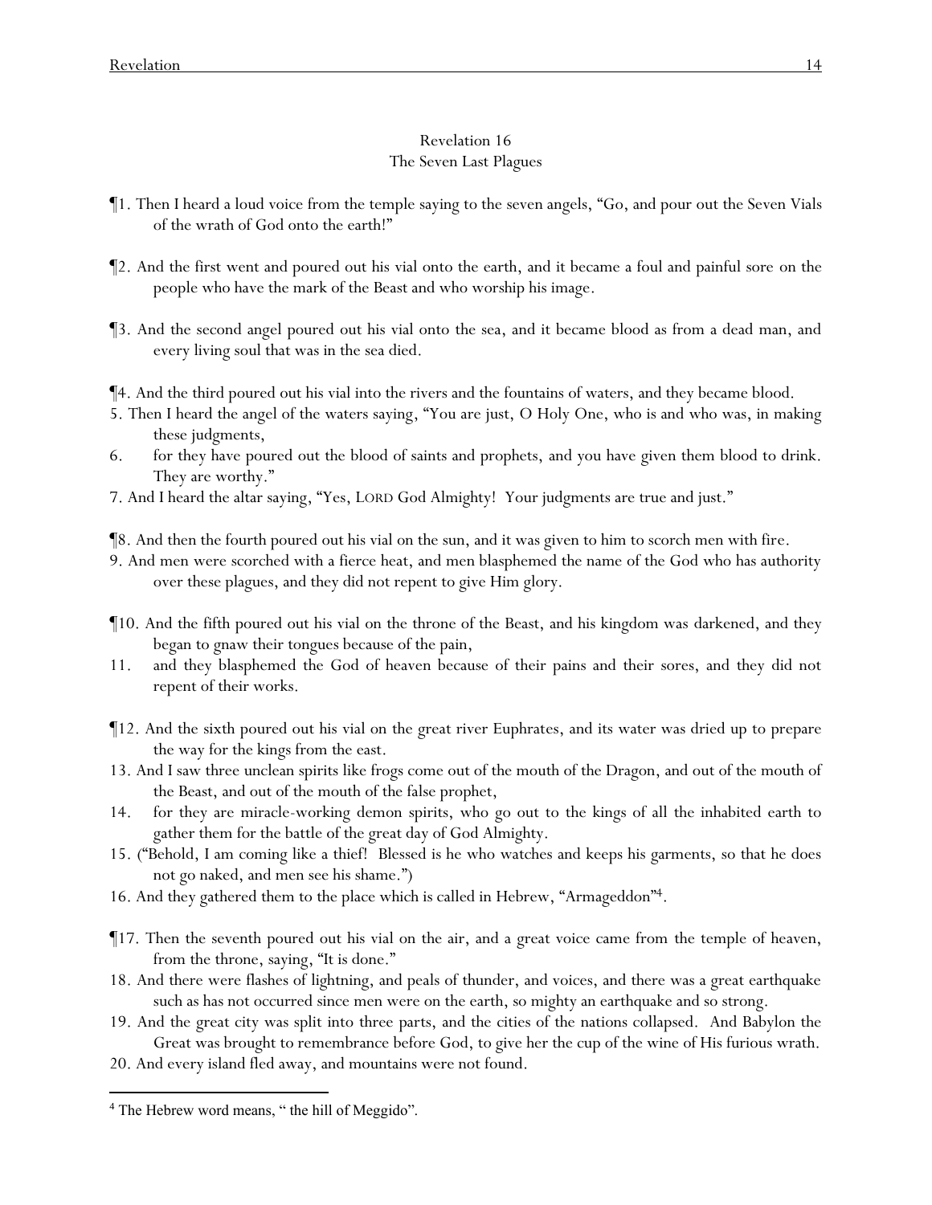## Revelation 16
### The Seven Last Plagues

¶1. Then I heard a loud voice from the temple saying to the seven angels, "Go, and pour out the Seven Vials of the wrath of God onto the earth!"

¶2. And the first went and poured out his vial onto the earth, and it became a foul and painful sore on the people who have the mark of the Beast and who worship his image.

¶3. And the second angel poured out his vial onto the sea, and it became blood as from a dead man, and every living soul that was in the sea died.

¶4. And the third poured out his vial into the rivers and the fountains of waters, and they became blood.
5. Then I heard the angel of the waters saying, "You are just, O Holy One, who is and who was, in making these judgments,
6. for they have poured out the blood of saints and prophets, and you have given them blood to drink. They are worthy."
7. And I heard the altar saying, "Yes, LORD God Almighty! Your judgments are true and just."

¶8. And then the fourth poured out his vial on the sun, and it was given to him to scorch men with fire.
9. And men were scorched with a fierce heat, and men blasphemed the name of the God who has authority over these plagues, and they did not repent to give Him glory.

¶10. And the fifth poured out his vial on the throne of the Beast, and his kingdom was darkened, and they began to gnaw their tongues because of the pain,
11. and they blasphemed the God of heaven because of their pains and their sores, and they did not repent of their works.

¶12. And the sixth poured out his vial on the great river Euphrates, and its water was dried up to prepare the way for the kings from the east.
13. And I saw three unclean spirits like frogs come out of the mouth of the Dragon, and out of the mouth of the Beast, and out of the mouth of the false prophet,
14. for they are miracle-working demon spirits, who go out to the kings of all the inhabited earth to gather them for the battle of the great day of God Almighty.
15. ("Behold, I am coming like a thief! Blessed is he who watches and keeps his garments, so that he does not go naked, and men see his shame.")
16. And they gathered them to the place which is called in Hebrew, "Armageddon"[4].

¶17. Then the seventh poured out his vial on the air, and a great voice came from the temple of heaven, from the throne, saying, "It is done."
18. And there were flashes of lightning, and peals of thunder, and voices, and there was a great earthquake such as has not occurred since men were on the earth, so mighty an earthquake and so strong.
19. And the great city was split into three parts, and the cities of the nations collapsed. And Babylon the Great was brought to remembrance before God, to give her the cup of the wine of His furious wrath.
20. And every island fled away, and mountains were not found.

---

[4] The Hebrew word means, " the hill of Meggido".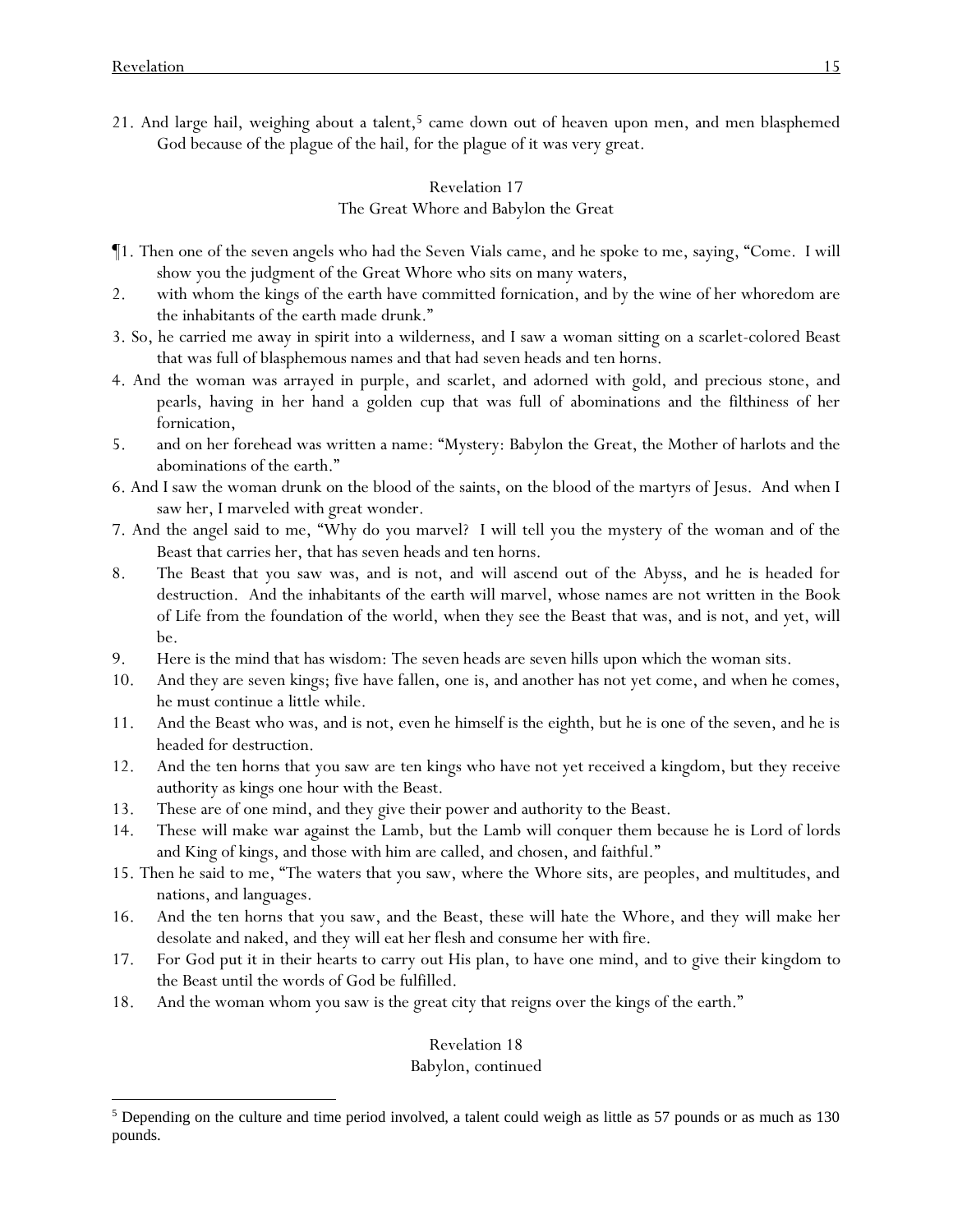21. And large hail, weighing about a talent,[5] came down out of heaven upon men, and men blasphemed God because of the plague of the hail, for the plague of it was very great.

## Revelation 17
### The Great Whore and Babylon the Great

¶1. Then one of the seven angels who had the Seven Vials came, and he spoke to me, saying, "Come. I will show you the judgment of the Great Whore who sits on many waters,

2. with whom the kings of the earth have committed fornication, and by the wine of her whoredom are the inhabitants of the earth made drunk."

3. So, he carried me away in spirit into a wilderness, and I saw a woman sitting on a scarlet-colored Beast that was full of blasphemous names and that had seven heads and ten horns.

4. And the woman was arrayed in purple, and scarlet, and adorned with gold, and precious stone, and pearls, having in her hand a golden cup that was full of abominations and the filthiness of her fornication,

5. and on her forehead was written a name: "Mystery: Babylon the Great, the Mother of harlots and the abominations of the earth."

6. And I saw the woman drunk on the blood of the saints, on the blood of the martyrs of Jesus. And when I saw her, I marveled with great wonder.

7. And the angel said to me, "Why do you marvel? I will tell you the mystery of the woman and of the Beast that carries her, that has seven heads and ten horns.

8. The Beast that you saw was, and is not, and will ascend out of the Abyss, and he is headed for destruction. And the inhabitants of the earth will marvel, whose names are not written in the Book of Life from the foundation of the world, when they see the Beast that was, and is not, and yet, will be.

9. Here is the mind that has wisdom: The seven heads are seven hills upon which the woman sits.

10. And they are seven kings; five have fallen, one is, and another has not yet come, and when he comes, he must continue a little while.

11. And the Beast who was, and is not, even he himself is the eighth, but he is one of the seven, and he is headed for destruction.

12. And the ten horns that you saw are ten kings who have not yet received a kingdom, but they receive authority as kings one hour with the Beast.

13. These are of one mind, and they give their power and authority to the Beast.

14. These will make war against the Lamb, but the Lamb will conquer them because he is Lord of lords and King of kings, and those with him are called, and chosen, and faithful."

15. Then he said to me, "The waters that you saw, where the Whore sits, are peoples, and multitudes, and nations, and languages.

16. And the ten horns that you saw, and the Beast, these will hate the Whore, and they will make her desolate and naked, and they will eat her flesh and consume her with fire.

17. For God put it in their hearts to carry out His plan, to have one mind, and to give their kingdom to the Beast until the words of God be fulfilled.

18. And the woman whom you saw is the great city that reigns over the kings of the earth."

## Revelation 18
### Babylon, continued

---

[5] Depending on the culture and time period involved, a talent could weigh as little as 57 pounds or as much as 130 pounds.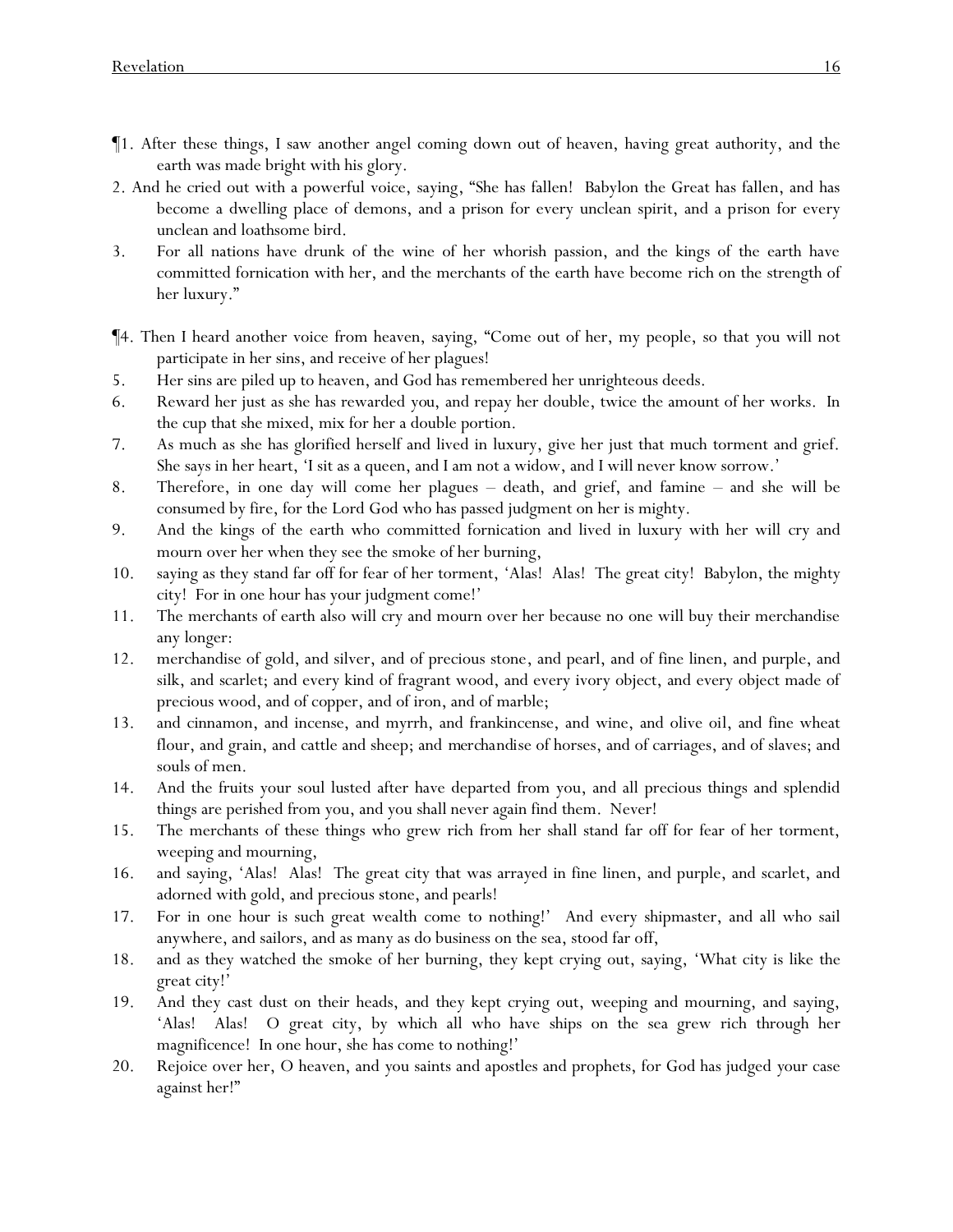¶1. After these things, I saw another angel coming down out of heaven, having great authority, and the earth was made bright with his glory.

2. And he cried out with a powerful voice, saying, "She has fallen! Babylon the Great has fallen, and has become a dwelling place of demons, and a prison for every unclean spirit, and a prison for every unclean and loathsome bird.

3. For all nations have drunk of the wine of her whorish passion, and the kings of the earth have committed fornication with her, and the merchants of the earth have become rich on the strength of her luxury."

¶4. Then I heard another voice from heaven, saying, "Come out of her, my people, so that you will not participate in her sins, and receive of her plagues!

5. Her sins are piled up to heaven, and God has remembered her unrighteous deeds.

6. Reward her just as she has rewarded you, and repay her double, twice the amount of her works. In the cup that she mixed, mix for her a double portion.

7. As much as she has glorified herself and lived in luxury, give her just that much torment and grief. She says in her heart, 'I sit as a queen, and I am not a widow, and I will never know sorrow.'

8. Therefore, in one day will come her plagues – death, and grief, and famine – and she will be consumed by fire, for the Lord God who has passed judgment on her is mighty.

9. And the kings of the earth who committed fornication and lived in luxury with her will cry and mourn over her when they see the smoke of her burning,

10. saying as they stand far off for fear of her torment, 'Alas! Alas! The great city! Babylon, the mighty city! For in one hour has your judgment come!'

11. The merchants of earth also will cry and mourn over her because no one will buy their merchandise any longer:

12. merchandise of gold, and silver, and of precious stone, and pearl, and of fine linen, and purple, and silk, and scarlet; and every kind of fragrant wood, and every ivory object, and every object made of precious wood, and of copper, and of iron, and of marble;

13. and cinnamon, and incense, and myrrh, and frankincense, and wine, and olive oil, and fine wheat flour, and grain, and cattle and sheep; and merchandise of horses, and of carriages, and of slaves; and souls of men.

14. And the fruits your soul lusted after have departed from you, and all precious things and splendid things are perished from you, and you shall never again find them. Never!

15. The merchants of these things who grew rich from her shall stand far off for fear of her torment, weeping and mourning,

16. and saying, 'Alas! Alas! The great city that was arrayed in fine linen, and purple, and scarlet, and adorned with gold, and precious stone, and pearls!

17. For in one hour is such great wealth come to nothing!' And every shipmaster, and all who sail anywhere, and sailors, and as many as do business on the sea, stood far off,

18. and as they watched the smoke of her burning, they kept crying out, saying, 'What city is like the great city!'

19. And they cast dust on their heads, and they kept crying out, weeping and mourning, and saying, 'Alas! Alas! O great city, by which all who have ships on the sea grew rich through her magnificence! In one hour, she has come to nothing!'

20. Rejoice over her, O heaven, and you saints and apostles and prophets, for God has judged your case against her!"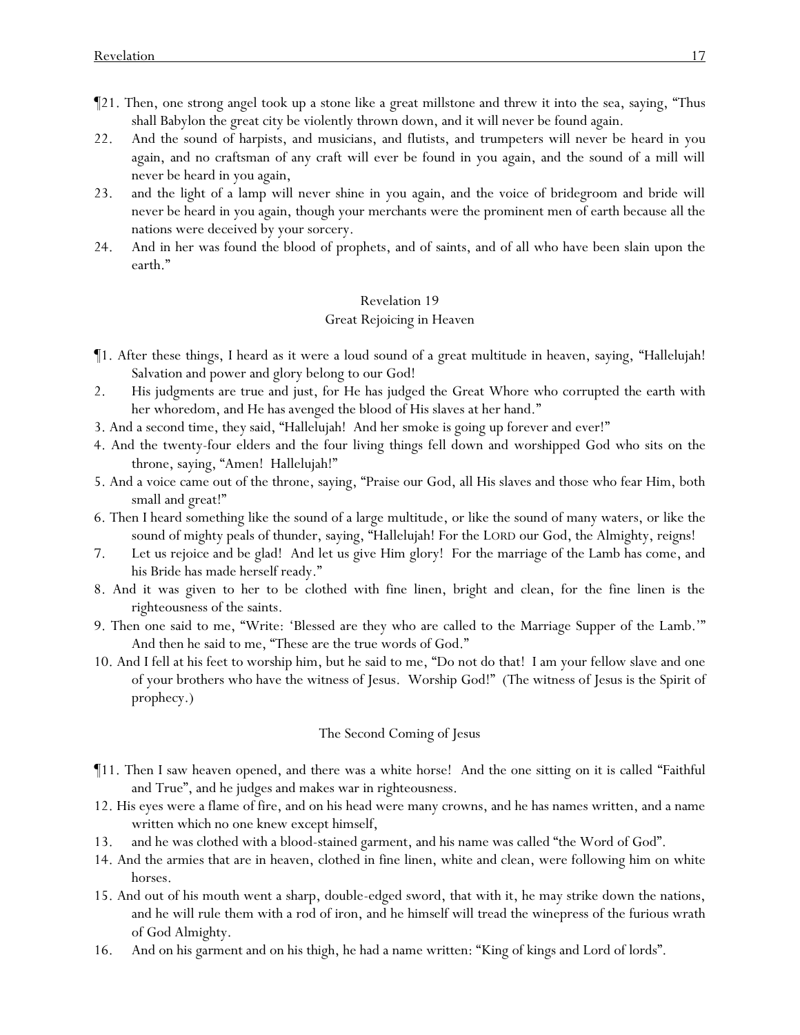¶21. Then, one strong angel took up a stone like a great millstone and threw it into the sea, saying, "Thus shall Babylon the great city be violently thrown down, and it will never be found again.

22. And the sound of harpists, and musicians, and flutists, and trumpeters will never be heard in you again, and no craftsman of any craft will ever be found in you again, and the sound of a mill will never be heard in you again,

23. and the light of a lamp will never shine in you again, and the voice of bridegroom and bride will never be heard in you again, though your merchants were the prominent men of earth because all the nations were deceived by your sorcery.

24. And in her was found the blood of prophets, and of saints, and of all who have been slain upon the earth."

## Revelation 19

### Great Rejoicing in Heaven

¶1. After these things, I heard as it were a loud sound of a great multitude in heaven, saying, "Hallelujah! Salvation and power and glory belong to our God!

2. His judgments are true and just, for He has judged the Great Whore who corrupted the earth with her whoredom, and He has avenged the blood of His slaves at her hand."

3. And a second time, they said, "Hallelujah! And her smoke is going up forever and ever!"

4. And the twenty-four elders and the four living things fell down and worshipped God who sits on the throne, saying, "Amen! Hallelujah!"

5. And a voice came out of the throne, saying, "Praise our God, all His slaves and those who fear Him, both small and great!"

6. Then I heard something like the sound of a large multitude, or like the sound of many waters, or like the sound of mighty peals of thunder, saying, "Hallelujah! For the LORD our God, the Almighty, reigns!

7. Let us rejoice and be glad! And let us give Him glory! For the marriage of the Lamb has come, and his Bride has made herself ready."

8. And it was given to her to be clothed with fine linen, bright and clean, for the fine linen is the righteousness of the saints.

9. Then one said to me, "Write: 'Blessed are they who are called to the Marriage Supper of the Lamb.'" And then he said to me, "These are the true words of God."

10. And I fell at his feet to worship him, but he said to me, "Do not do that! I am your fellow slave and one of your brothers who have the witness of Jesus. Worship God!" (The witness of Jesus is the Spirit of prophecy.)

### The Second Coming of Jesus

¶11. Then I saw heaven opened, and there was a white horse! And the one sitting on it is called "Faithful and True", and he judges and makes war in righteousness.

12. His eyes were a flame of fire, and on his head were many crowns, and he has names written, and a name written which no one knew except himself,

13. and he was clothed with a blood-stained garment, and his name was called "the Word of God".

14. And the armies that are in heaven, clothed in fine linen, white and clean, were following him on white horses.

15. And out of his mouth went a sharp, double-edged sword, that with it, he may strike down the nations, and he will rule them with a rod of iron, and he himself will tread the winepress of the furious wrath of God Almighty.

16. And on his garment and on his thigh, he had a name written: "King of kings and Lord of lords".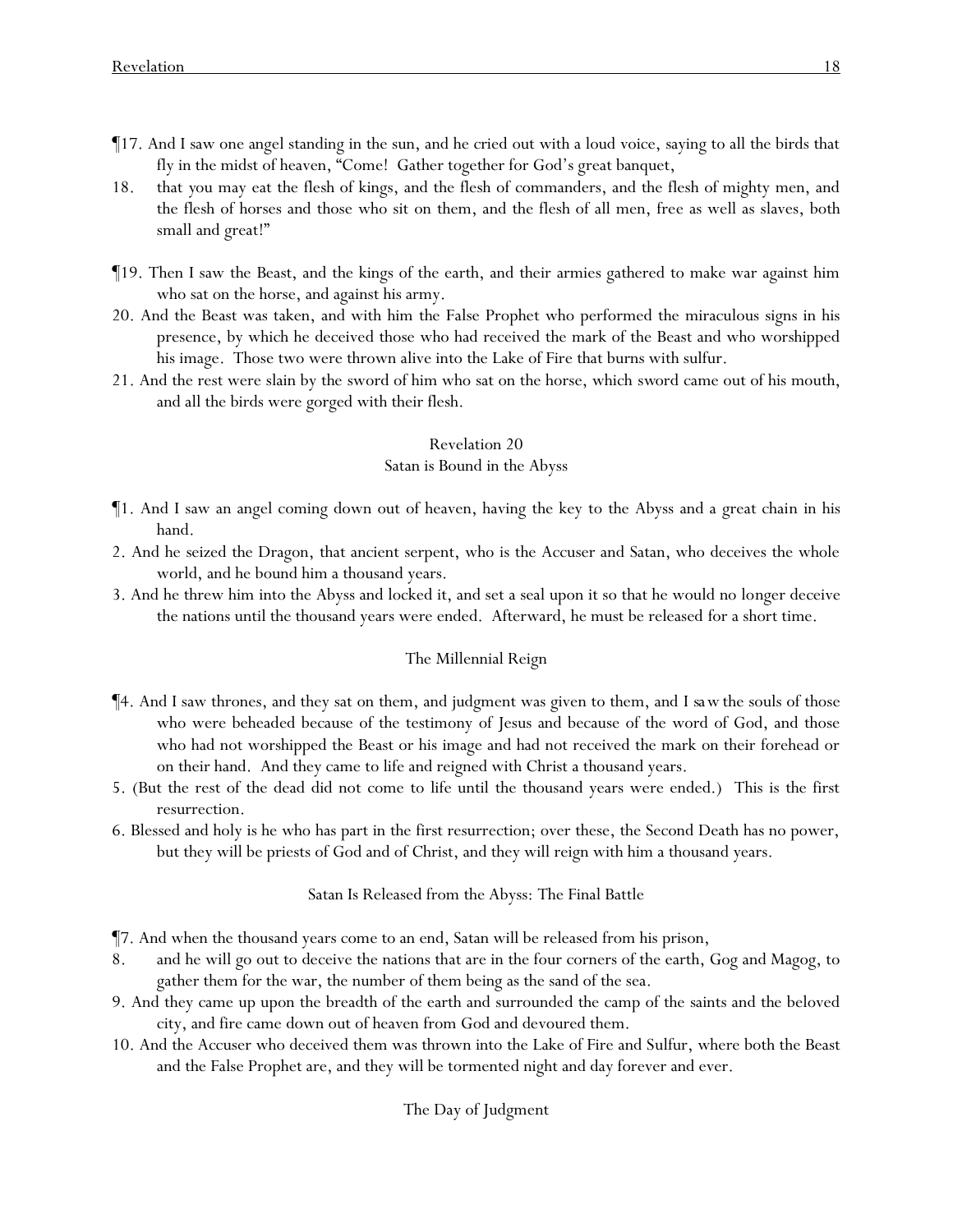¶17. And I saw one angel standing in the sun, and he cried out with a loud voice, saying to all the birds that fly in the midst of heaven, "Come! Gather together for God's great banquet,

18. that you may eat the flesh of kings, and the flesh of commanders, and the flesh of mighty men, and the flesh of horses and those who sit on them, and the flesh of all men, free as well as slaves, both small and great!"

¶19. Then I saw the Beast, and the kings of the earth, and their armies gathered to make war against him who sat on the horse, and against his army.

20. And the Beast was taken, and with him the False Prophet who performed the miraculous signs in his presence, by which he deceived those who had received the mark of the Beast and who worshipped his image. Those two were thrown alive into the Lake of Fire that burns with sulfur.

21. And the rest were slain by the sword of him who sat on the horse, which sword came out of his mouth, and all the birds were gorged with their flesh.

## Revelation 20

### Satan is Bound in the Abyss

¶1. And I saw an angel coming down out of heaven, having the key to the Abyss and a great chain in his hand.

2. And he seized the Dragon, that ancient serpent, who is the Accuser and Satan, who deceives the whole world, and he bound him a thousand years.

3. And he threw him into the Abyss and locked it, and set a seal upon it so that he would no longer deceive the nations until the thousand years were ended. Afterward, he must be released for a short time.

### The Millennial Reign

¶4. And I saw thrones, and they sat on them, and judgment was given to them, and I saw the souls of those who were beheaded because of the testimony of Jesus and because of the word of God, and those who had not worshipped the Beast or his image and had not received the mark on their forehead or on their hand. And they came to life and reigned with Christ a thousand years.

5. (But the rest of the dead did not come to life until the thousand years were ended.) This is the first resurrection.

6. Blessed and holy is he who has part in the first resurrection; over these, the Second Death has no power, but they will be priests of God and of Christ, and they will reign with him a thousand years.

### Satan Is Released from the Abyss: The Final Battle

¶7. And when the thousand years come to an end, Satan will be released from his prison,

8. and he will go out to deceive the nations that are in the four corners of the earth, Gog and Magog, to gather them for the war, the number of them being as the sand of the sea.

9. And they came up upon the breadth of the earth and surrounded the camp of the saints and the beloved city, and fire came down out of heaven from God and devoured them.

10. And the Accuser who deceived them was thrown into the Lake of Fire and Sulfur, where both the Beast and the False Prophet are, and they will be tormented night and day forever and ever.

### The Day of Judgment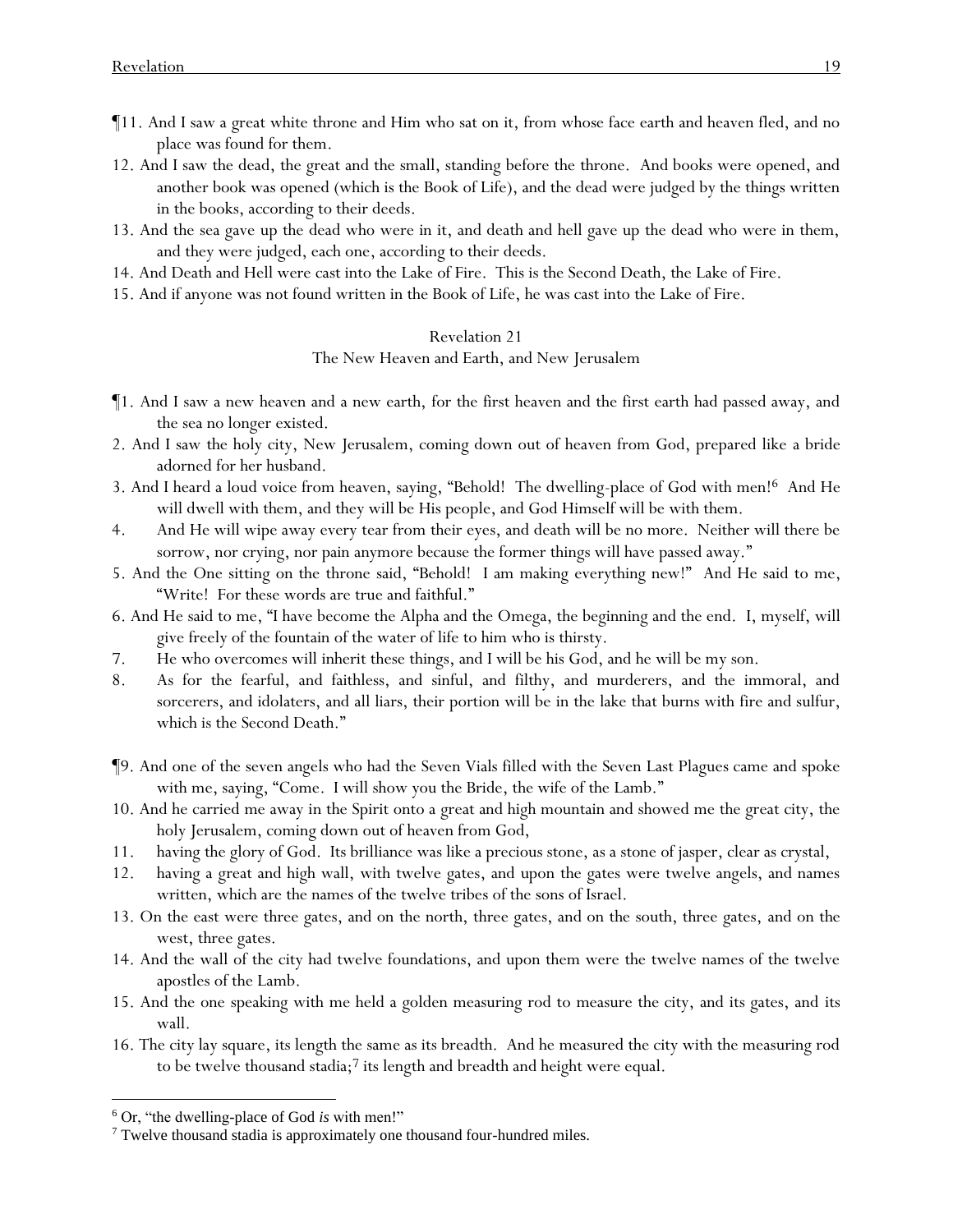¶11. And I saw a great white throne and Him who sat on it, from whose face earth and heaven fled, and no place was found for them.

12. And I saw the dead, the great and the small, standing before the throne. And books were opened, and another book was opened (which is the Book of Life), and the dead were judged by the things written in the books, according to their deeds.

13. And the sea gave up the dead who were in it, and death and hell gave up the dead who were in them, and they were judged, each one, according to their deeds.

14. And Death and Hell were cast into the Lake of Fire. This is the Second Death, the Lake of Fire.

15. And if anyone was not found written in the Book of Life, he was cast into the Lake of Fire.

## Revelation 21
### The New Heaven and Earth, and New Jerusalem

¶1. And I saw a new heaven and a new earth, for the first heaven and the first earth had passed away, and the sea no longer existed.

2. And I saw the holy city, New Jerusalem, coming down out of heaven from God, prepared like a bride adorned for her husband.

3. And I heard a loud voice from heaven, saying, "Behold! The dwelling-place of God with men![6] And He will dwell with them, and they will be His people, and God Himself will be with them.

4. And He will wipe away every tear from their eyes, and death will be no more. Neither will there be sorrow, nor crying, nor pain anymore because the former things will have passed away."

5. And the One sitting on the throne said, "Behold! I am making everything new!" And He said to me, "Write! For these words are true and faithful."

6. And He said to me, "I have become the Alpha and the Omega, the beginning and the end. I, myself, will give freely of the fountain of the water of life to him who is thirsty.

7. He who overcomes will inherit these things, and I will be his God, and he will be my son.

8. As for the fearful, and faithless, and sinful, and filthy, and murderers, and the immoral, and sorcerers, and idolaters, and all liars, their portion will be in the lake that burns with fire and sulfur, which is the Second Death."

¶9. And one of the seven angels who had the Seven Vials filled with the Seven Last Plagues came and spoke with me, saying, "Come. I will show you the Bride, the wife of the Lamb."

10. And he carried me away in the Spirit onto a great and high mountain and showed me the great city, the holy Jerusalem, coming down out of heaven from God,

11. having the glory of God. Its brilliance was like a precious stone, as a stone of jasper, clear as crystal,

12. having a great and high wall, with twelve gates, and upon the gates were twelve angels, and names written, which are the names of the twelve tribes of the sons of Israel.

13. On the east were three gates, and on the north, three gates, and on the south, three gates, and on the west, three gates.

14. And the wall of the city had twelve foundations, and upon them were the twelve names of the twelve apostles of the Lamb.

15. And the one speaking with me held a golden measuring rod to measure the city, and its gates, and its wall.

16. The city lay square, its length the same as its breadth. And he measured the city with the measuring rod to be twelve thousand stadia;[7] its length and breadth and height were equal.

---

[6] Or, "the dwelling-place of God *is* with men!"

[7] Twelve thousand stadia is approximately one thousand four-hundred miles.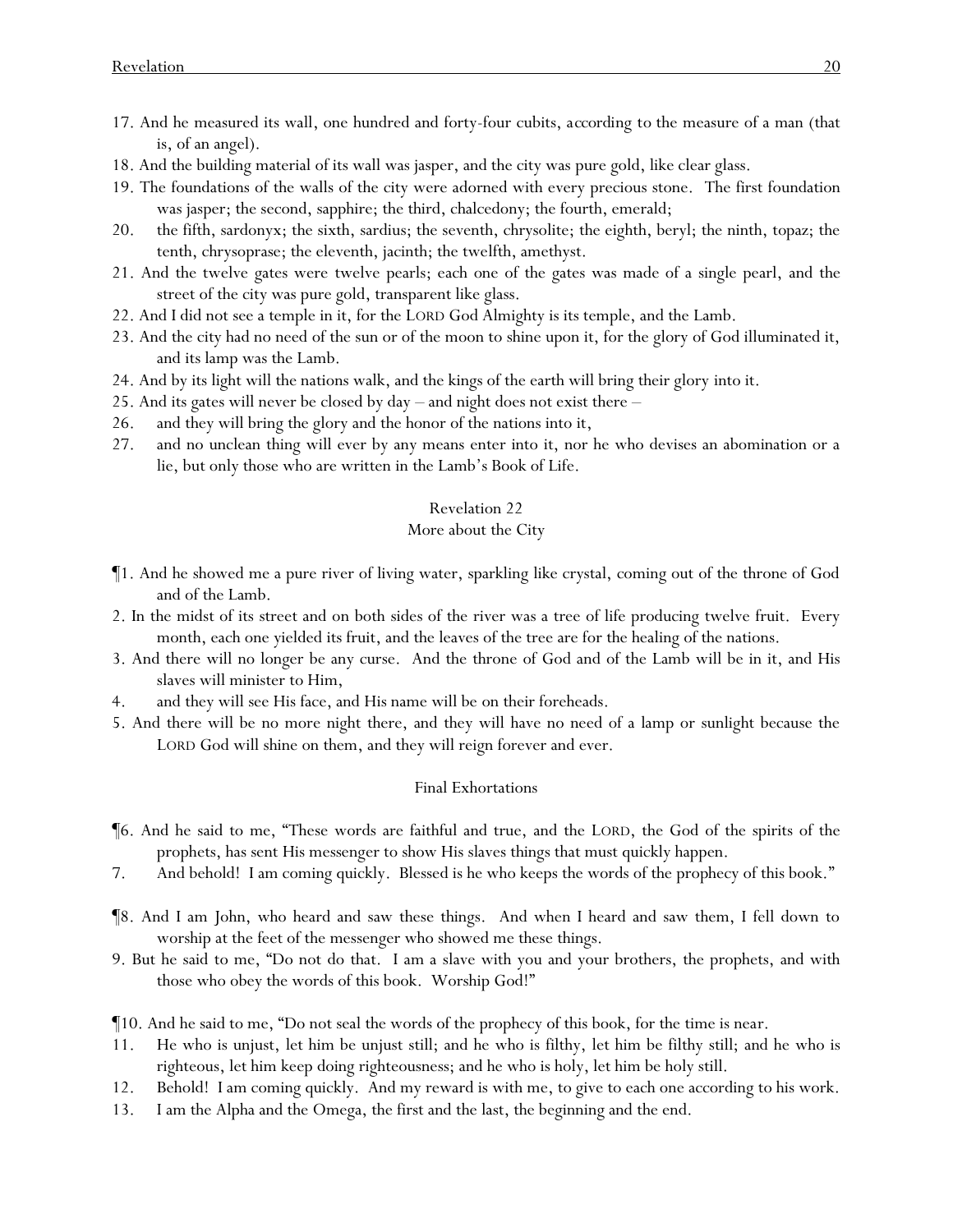17. And he measured its wall, one hundred and forty-four cubits, according to the measure of a man (that is, of an angel).
18. And the building material of its wall was jasper, and the city was pure gold, like clear glass.
19. The foundations of the walls of the city were adorned with every precious stone. The first foundation was jasper; the second, sapphire; the third, chalcedony; the fourth, emerald;
20. the fifth, sardonyx; the sixth, sardius; the seventh, chrysolite; the eighth, beryl; the ninth, topaz; the tenth, chrysoprase; the eleventh, jacinth; the twelfth, amethyst.
21. And the twelve gates were twelve pearls; each one of the gates was made of a single pearl, and the street of the city was pure gold, transparent like glass.
22. And I did not see a temple in it, for the LORD God Almighty is its temple, and the Lamb.
23. And the city had no need of the sun or of the moon to shine upon it, for the glory of God illuminated it, and its lamp was the Lamb.
24. And by its light will the nations walk, and the kings of the earth will bring their glory into it.
25. And its gates will never be closed by day – and night does not exist there –
26. and they will bring the glory and the honor of the nations into it,
27. and no unclean thing will ever by any means enter into it, nor he who devises an abomination or a lie, but only those who are written in the Lamb's Book of Life.

## Revelation 22
### More about the City

¶1. And he showed me a pure river of living water, sparkling like crystal, coming out of the throne of God and of the Lamb.
2. In the midst of its street and on both sides of the river was a tree of life producing twelve fruit. Every month, each one yielded its fruit, and the leaves of the tree are for the healing of the nations.
3. And there will no longer be any curse. And the throne of God and of the Lamb will be in it, and His slaves will minister to Him,
4. and they will see His face, and His name will be on their foreheads.
5. And there will be no more night there, and they will have no need of a lamp or sunlight because the LORD God will shine on them, and they will reign forever and ever.

### Final Exhortations

¶6. And he said to me, "These words are faithful and true, and the LORD, the God of the spirits of the prophets, has sent His messenger to show His slaves things that must quickly happen.
7. And behold! I am coming quickly. Blessed is he who keeps the words of the prophecy of this book."

¶8. And I am John, who heard and saw these things. And when I heard and saw them, I fell down to worship at the feet of the messenger who showed me these things.
9. But he said to me, "Do not do that. I am a slave with you and your brothers, the prophets, and with those who obey the words of this book. Worship God!"

¶10. And he said to me, "Do not seal the words of the prophecy of this book, for the time is near.
11. He who is unjust, let him be unjust still; and he who is filthy, let him be filthy still; and he who is righteous, let him keep doing righteousness; and he who is holy, let him be holy still.
12. Behold! I am coming quickly. And my reward is with me, to give to each one according to his work.
13. I am the Alpha and the Omega, the first and the last, the beginning and the end.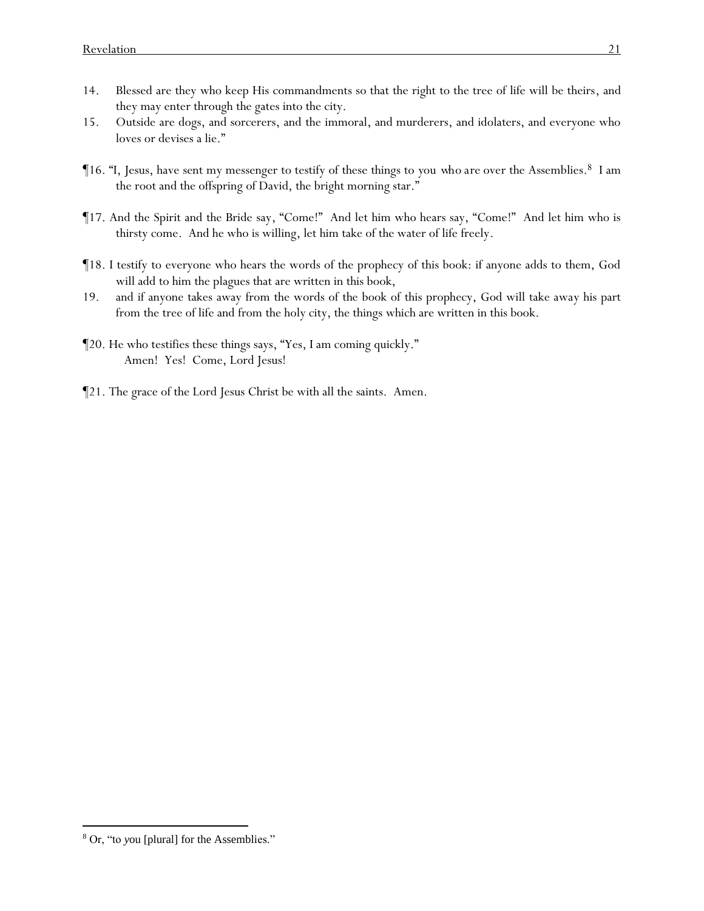14. Blessed are they who keep His commandments so that the right to the tree of life will be theirs, and they may enter through the gates into the city.

15. Outside are dogs, and sorcerers, and the immoral, and murderers, and idolaters, and everyone who loves or devises a lie."

¶16. "I, Jesus, have sent my messenger to testify of these things to *you* who are over the Assemblies.[8] I am the root and the offspring of David, the bright morning star."

¶17. And the Spirit and the Bride say, "Come!" And let him who hears say, "Come!" And let him who is thirsty come. And he who is willing, let him take of the water of life freely.

¶18. I testify to everyone who hears the words of the prophecy of this book: if anyone adds to them, God will add to him the plagues that are written in this book,

19. and if anyone takes away from the words of the book of this prophecy, God will take away his part from the tree of life and from the holy city, the things which are written in this book.

¶20. He who testifies these things says, "Yes, I am coming quickly."
Amen! Yes! Come, Lord Jesus!

¶21. The grace of the Lord Jesus Christ be with all the saints. Amen.

---

[8] Or, "to *you* [plural] for the Assemblies."